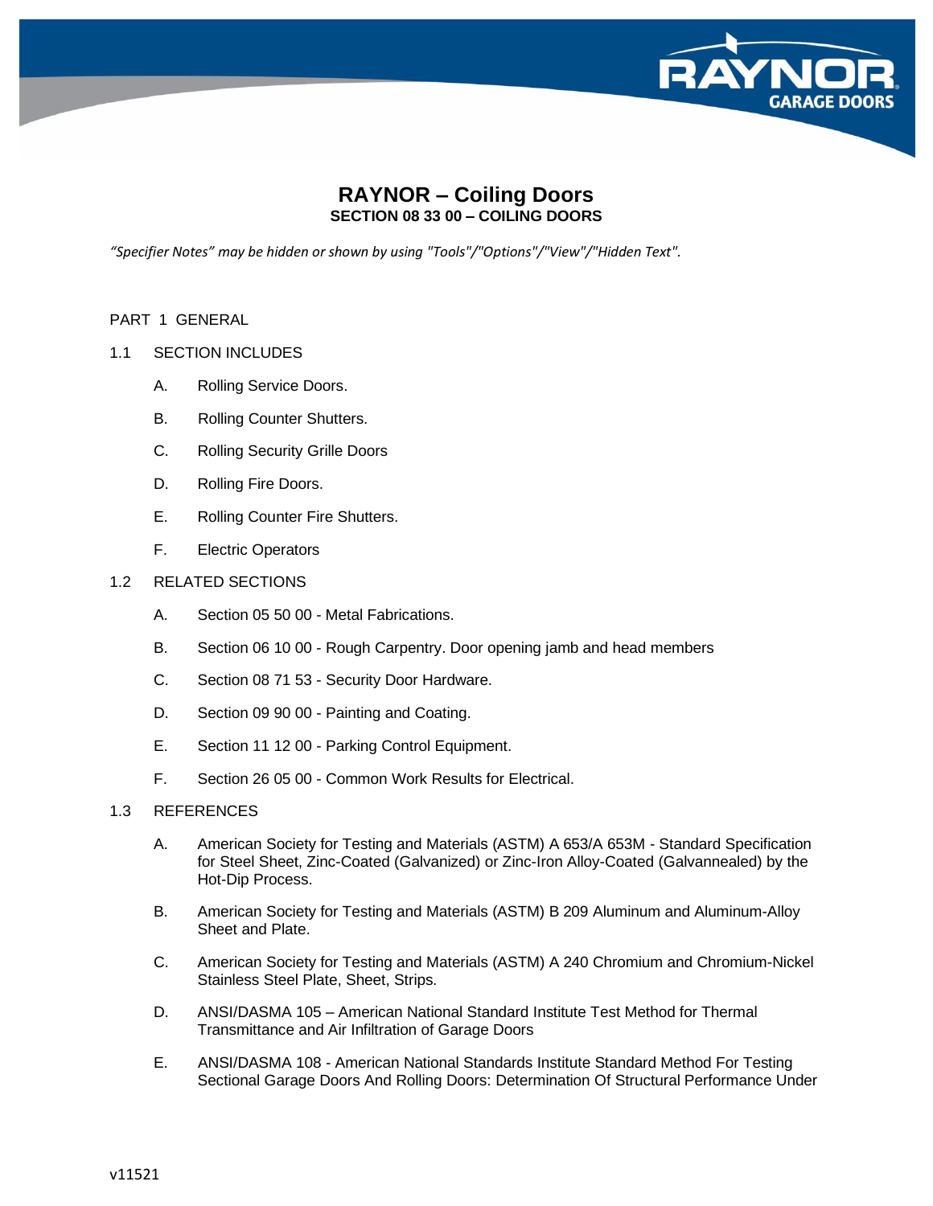# RAYNOR – Coiling Doors

## SECTION 08 33 00 – COILING DOORS

*"Specifier Notes" may be hidden or shown by using "Tools"/"Options"/"View"/"Hidden Text".*

PART 1 GENERAL

1.1 SECTION INCLUDES

A. Rolling Service Doors.

B. Rolling Counter Shutters.

C. Rolling Security Grille Doors

D. Rolling Fire Doors.

E. Rolling Counter Fire Shutters.

F. Electric Operators

1.2 RELATED SECTIONS

A. Section 05 50 00 - Metal Fabrications.

B. Section 06 10 00 - Rough Carpentry. Door opening jamb and head members

C. Section 08 71 53 - Security Door Hardware.

D. Section 09 90 00 - Painting and Coating.

E. Section 11 12 00 - Parking Control Equipment.

F. Section 26 05 00 - Common Work Results for Electrical.

1.3 REFERENCES

A. American Society for Testing and Materials (ASTM) A 653/A 653M - Standard Specification for Steel Sheet, Zinc-Coated (Galvanized) or Zinc-Iron Alloy-Coated (Galvannealed) by the Hot-Dip Process.

B. American Society for Testing and Materials (ASTM) B 209 Aluminum and Aluminum-Alloy Sheet and Plate.

C. American Society for Testing and Materials (ASTM) A 240 Chromium and Chromium-Nickel Stainless Steel Plate, Sheet, Strips.

D. ANSI/DASMA 105 – American National Standard Institute Test Method for Thermal Transmittance and Air Infiltration of Garage Doors

E. ANSI/DASMA 108 - American National Standards Institute Standard Method For Testing Sectional Garage Doors And Rolling Doors: Determination Of Structural Performance Under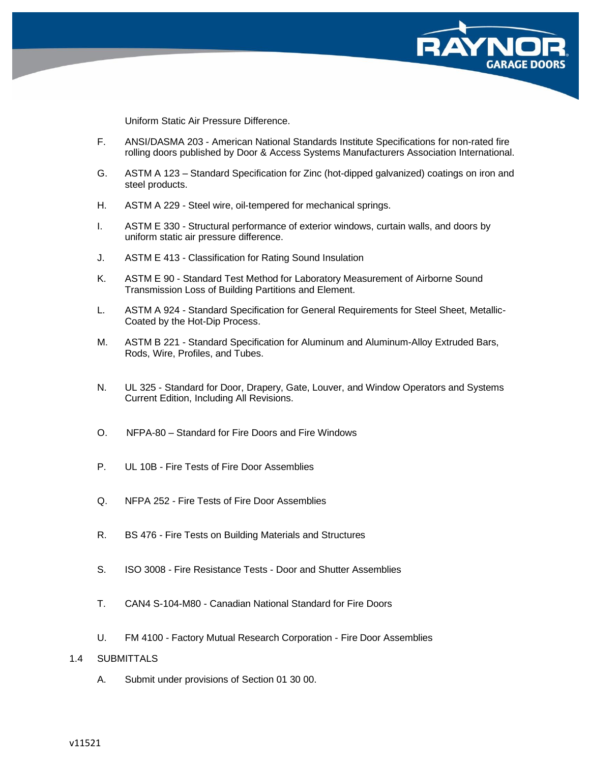Uniform Static Air Pressure Difference.

F. ANSI/DASMA 203 - American National Standards Institute Specifications for non-rated fire rolling doors published by Door & Access Systems Manufacturers Association International.

G. ASTM A 123 – Standard Specification for Zinc (hot-dipped galvanized) coatings on iron and steel products.

H. ASTM A 229 - Steel wire, oil-tempered for mechanical springs.

I. ASTM E 330 - Structural performance of exterior windows, curtain walls, and doors by uniform static air pressure difference.

J. ASTM E 413 - Classification for Rating Sound Insulation

K. ASTM E 90 - Standard Test Method for Laboratory Measurement of Airborne Sound Transmission Loss of Building Partitions and Element.

L. ASTM A 924 - Standard Specification for General Requirements for Steel Sheet, Metallic-Coated by the Hot-Dip Process.

M. ASTM B 221 - Standard Specification for Aluminum and Aluminum-Alloy Extruded Bars, Rods, Wire, Profiles, and Tubes.

N. UL 325 - Standard for Door, Drapery, Gate, Louver, and Window Operators and Systems Current Edition, Including All Revisions.

O. NFPA-80 – Standard for Fire Doors and Fire Windows

P. UL 10B - Fire Tests of Fire Door Assemblies

Q. NFPA 252 - Fire Tests of Fire Door Assemblies

R. BS 476 - Fire Tests on Building Materials and Structures

S. ISO 3008 - Fire Resistance Tests - Door and Shutter Assemblies

T. CAN4 S-104-M80 - Canadian National Standard for Fire Doors

U. FM 4100 - Factory Mutual Research Corporation - Fire Door Assemblies

1.4 SUBMITTALS

A. Submit under provisions of Section 01 30 00.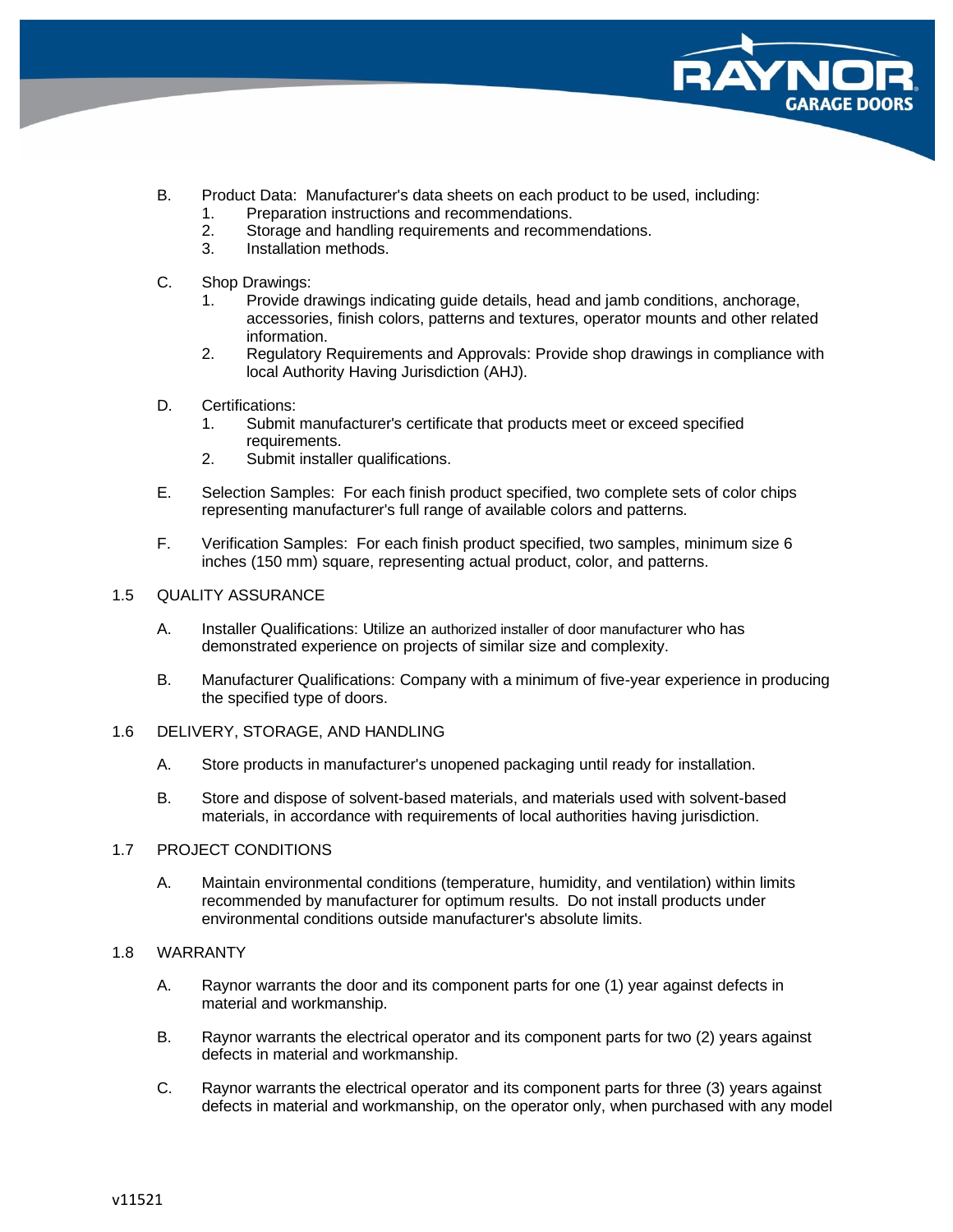B. Product Data: Manufacturer's data sheets on each product to be used, including:
   1. Preparation instructions and recommendations.
   2. Storage and handling requirements and recommendations.
   3. Installation methods.

C. Shop Drawings:
   1. Provide drawings indicating guide details, head and jamb conditions, anchorage, accessories, finish colors, patterns and textures, operator mounts and other related information.
   2. Regulatory Requirements and Approvals: Provide shop drawings in compliance with local Authority Having Jurisdiction (AHJ).

D. Certifications:
   1. Submit manufacturer's certificate that products meet or exceed specified requirements.
   2. Submit installer qualifications.

E. Selection Samples: For each finish product specified, two complete sets of color chips representing manufacturer's full range of available colors and patterns.

F. Verification Samples: For each finish product specified, two samples, minimum size 6 inches (150 mm) square, representing actual product, color, and patterns.

## 1.5 QUALITY ASSURANCE

A. Installer Qualifications: Utilize an authorized installer of door manufacturer who has demonstrated experience on projects of similar size and complexity.

B. Manufacturer Qualifications: Company with a minimum of five-year experience in producing the specified type of doors.

## 1.6 DELIVERY, STORAGE, AND HANDLING

A. Store products in manufacturer's unopened packaging until ready for installation.

B. Store and dispose of solvent-based materials, and materials used with solvent-based materials, in accordance with requirements of local authorities having jurisdiction.

## 1.7 PROJECT CONDITIONS

A. Maintain environmental conditions (temperature, humidity, and ventilation) within limits recommended by manufacturer for optimum results. Do not install products under environmental conditions outside manufacturer's absolute limits.

## 1.8 WARRANTY

A. Raynor warrants the door and its component parts for one (1) year against defects in material and workmanship.

B. Raynor warrants the electrical operator and its component parts for two (2) years against defects in material and workmanship.

C. Raynor warrants the electrical operator and its component parts for three (3) years against defects in material and workmanship, on the operator only, when purchased with any model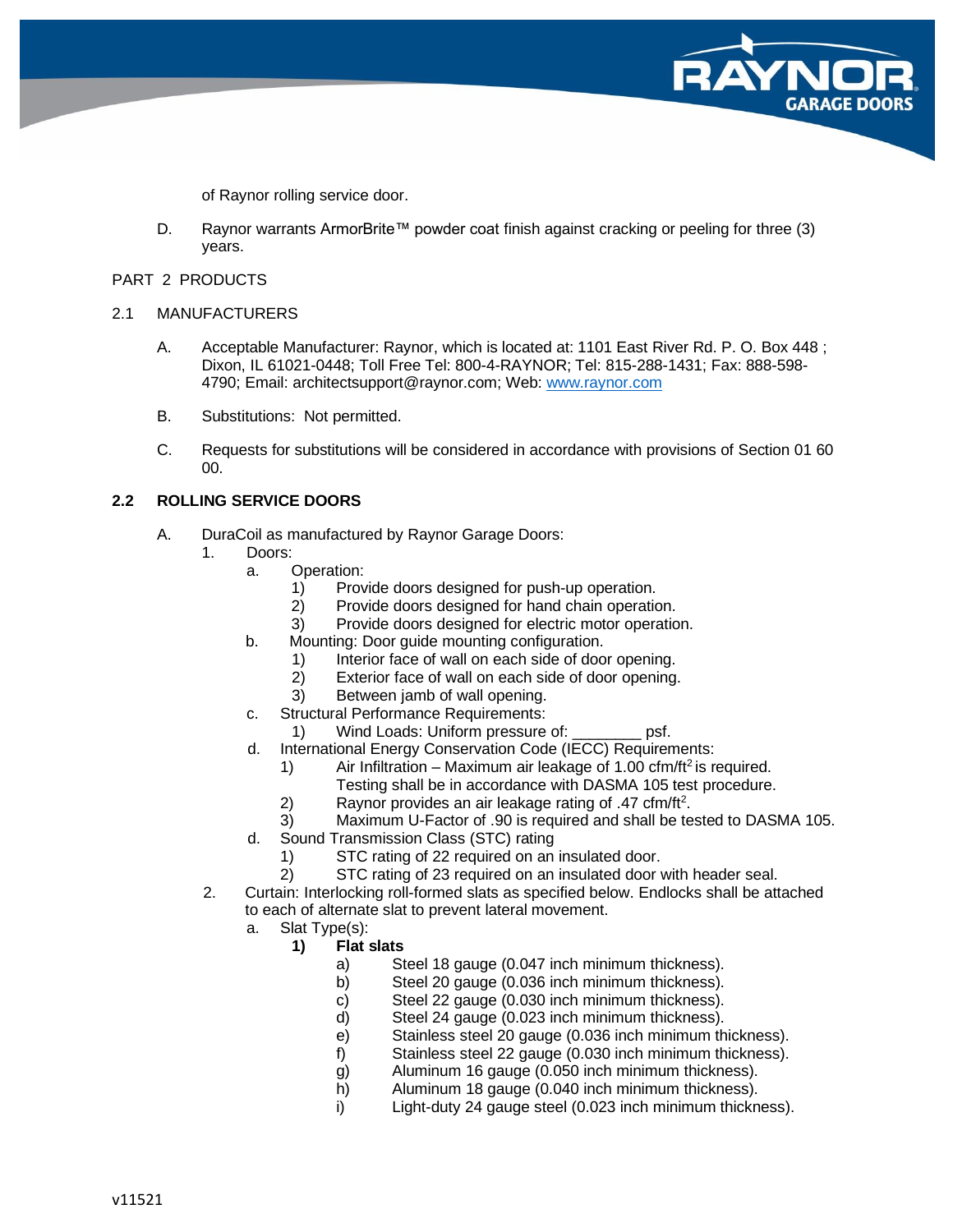of Raynor rolling service door.

D. Raynor warrants ArmorBrite™ powder coat finish against cracking or peeling for three (3) years.

PART 2 PRODUCTS

2.1 MANUFACTURERS

A. Acceptable Manufacturer: Raynor, which is located at: 1101 East River Rd. P. O. Box 448 ; Dixon, IL 61021-0448; Toll Free Tel: 800-4-RAYNOR; Tel: 815-288-1431; Fax: 888-598-4790; Email: architectsupport@raynor.com; Web: [www.raynor.com](http://www.raynor.com)

B. Substitutions: Not permitted.

C. Requests for substitutions will be considered in accordance with provisions of Section 01 60 00.

## 2.2 ROLLING SERVICE DOORS

A. DuraCoil as manufactured by Raynor Garage Doors:

1. Doors:
   a. Operation:
      1) Provide doors designed for push-up operation.
      2) Provide doors designed for hand chain operation.
      3) Provide doors designed for electric motor operation.
   b. Mounting: Door guide mounting configuration.
      1) Interior face of wall on each side of door opening.
      2) Exterior face of wall on each side of door opening.
      3) Between jamb of wall opening.
   c. Structural Performance Requirements:
      1) Wind Loads: Uniform pressure of: ________ psf.
   d. International Energy Conservation Code (IECC) Requirements:
      1) Air Infiltration – Maximum air leakage of 1.00 cfm/ft$^2$ is required. Testing shall be in accordance with DASMA 105 test procedure.
      2) Raynor provides an air leakage rating of .47 cfm/ft$^2$.
      3) Maximum U-Factor of .90 is required and shall be tested to DASMA 105.
   d. Sound Transmission Class (STC) rating
      1) STC rating of 22 required on an insulated door.
      2) STC rating of 23 required on an insulated door with header seal.
2. Curtain: Interlocking roll-formed slats as specified below. Endlocks shall be attached to each of alternate slat to prevent lateral movement.
   a. Slat Type(s):
      **1) Flat slats**
         a) Steel 18 gauge (0.047 inch minimum thickness).
         b) Steel 20 gauge (0.036 inch minimum thickness).
         c) Steel 22 gauge (0.030 inch minimum thickness).
         d) Steel 24 gauge (0.023 inch minimum thickness).
         e) Stainless steel 20 gauge (0.036 inch minimum thickness).
         f) Stainless steel 22 gauge (0.030 inch minimum thickness).
         g) Aluminum 16 gauge (0.050 inch minimum thickness).
         h) Aluminum 18 gauge (0.040 inch minimum thickness).
         i) Light-duty 24 gauge steel (0.023 inch minimum thickness).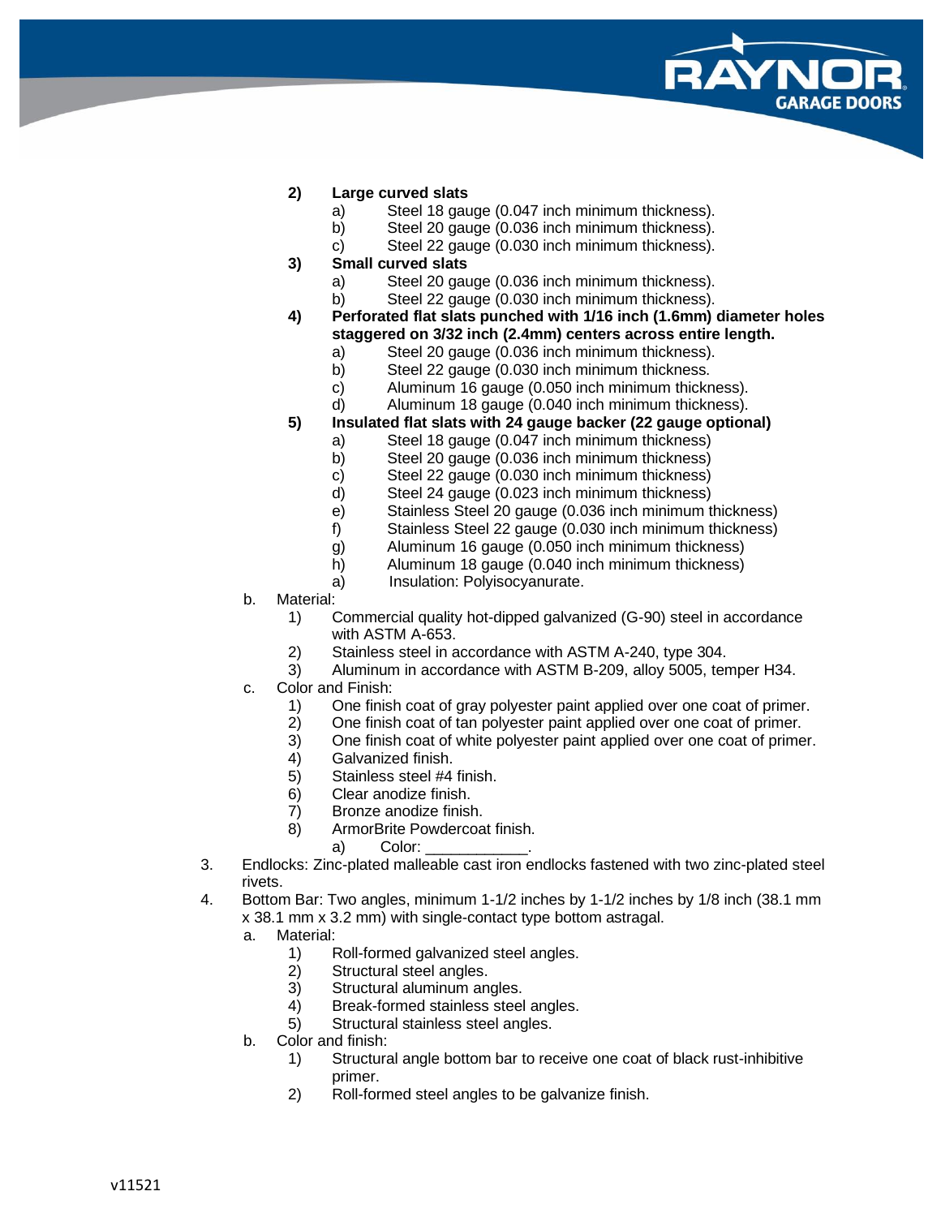2) **Large curved slats**
   a) Steel 18 gauge (0.047 inch minimum thickness).
   b) Steel 20 gauge (0.036 inch minimum thickness).
   c) Steel 22 gauge (0.030 inch minimum thickness).
3) **Small curved slats**
   a) Steel 20 gauge (0.036 inch minimum thickness).
   b) Steel 22 gauge (0.030 inch minimum thickness).
4) **Perforated flat slats punched with 1/16 inch (1.6mm) diameter holes staggered on 3/32 inch (2.4mm) centers across entire length.**
   a) Steel 20 gauge (0.036 inch minimum thickness).
   b) Steel 22 gauge (0.030 inch minimum thickness.
   c) Aluminum 16 gauge (0.050 inch minimum thickness).
   d) Aluminum 18 gauge (0.040 inch minimum thickness).
5) **Insulated flat slats with 24 gauge backer (22 gauge optional)**
   a) Steel 18 gauge (0.047 inch minimum thickness)
   b) Steel 20 gauge (0.036 inch minimum thickness)
   c) Steel 22 gauge (0.030 inch minimum thickness)
   d) Steel 24 gauge (0.023 inch minimum thickness)
   e) Stainless Steel 20 gauge (0.036 inch minimum thickness)
   f) Stainless Steel 22 gauge (0.030 inch minimum thickness)
   g) Aluminum 16 gauge (0.050 inch minimum thickness)
   h) Aluminum 18 gauge (0.040 inch minimum thickness)
   a) Insulation: Polyisocyanurate.

b. Material:
   1) Commercial quality hot-dipped galvanized (G-90) steel in accordance with ASTM A-653.
   2) Stainless steel in accordance with ASTM A-240, type 304.
   3) Aluminum in accordance with ASTM B-209, alloy 5005, temper H34.

c. Color and Finish:
   1) One finish coat of gray polyester paint applied over one coat of primer.
   2) One finish coat of tan polyester paint applied over one coat of primer.
   3) One finish coat of white polyester paint applied over one coat of primer.
   4) Galvanized finish.
   5) Stainless steel #4 finish.
   6) Clear anodize finish.
   7) Bronze anodize finish.
   8) ArmorBrite Powdercoat finish.
      a) Color: ____________.

3. Endlocks: Zinc-plated malleable cast iron endlocks fastened with two zinc-plated steel rivets.
4. Bottom Bar: Two angles, minimum 1-1/2 inches by 1-1/2 inches by 1/8 inch (38.1 mm x 38.1 mm x 3.2 mm) with single-contact type bottom astragal.
   a. Material:
      1) Roll-formed galvanized steel angles.
      2) Structural steel angles.
      3) Structural aluminum angles.
      4) Break-formed stainless steel angles.
      5) Structural stainless steel angles.
   b. Color and finish:
      1) Structural angle bottom bar to receive one coat of black rust-inhibitive primer.
      2) Roll-formed steel angles to be galvanize finish.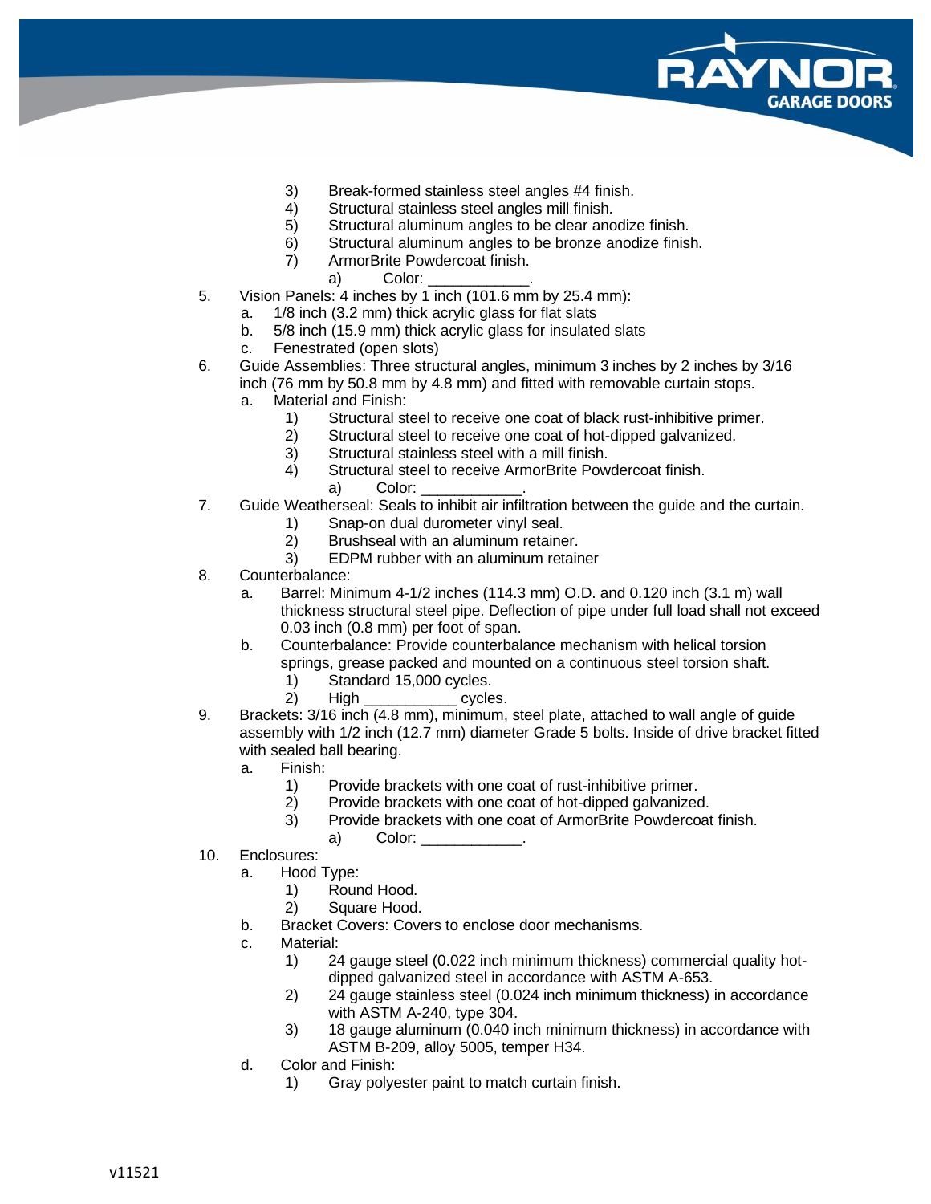3) Break-formed stainless steel angles #4 finish.
   4) Structural stainless steel angles mill finish.
   5) Structural aluminum angles to be clear anodize finish.
   6) Structural aluminum angles to be bronze anodize finish.
   7) ArmorBrite Powdercoat finish.
      a) Color: ____________.

5. Vision Panels: 4 inches by 1 inch (101.6 mm by 25.4 mm):
   a. 1/8 inch (3.2 mm) thick acrylic glass for flat slats
   b. 5/8 inch (15.9 mm) thick acrylic glass for insulated slats
   c. Fenestrated (open slots)
6. Guide Assemblies: Three structural angles, minimum 3 inches by 2 inches by 3/16 inch (76 mm by 50.8 mm by 4.8 mm) and fitted with removable curtain stops.
   a. Material and Finish:
      1) Structural steel to receive one coat of black rust-inhibitive primer.
      2) Structural steel to receive one coat of hot-dipped galvanized.
      3) Structural stainless steel with a mill finish.
      4) Structural steel to receive ArmorBrite Powdercoat finish.
         a) Color: ____________.
7. Guide Weatherseal: Seals to inhibit air infiltration between the guide and the curtain.
      1) Snap-on dual durometer vinyl seal.
      2) Brushseal with an aluminum retainer.
      3) EDPM rubber with an aluminum retainer
8. Counterbalance:
   a. Barrel: Minimum 4-1/2 inches (114.3 mm) O.D. and 0.120 inch (3.1 m) wall thickness structural steel pipe. Deflection of pipe under full load shall not exceed 0.03 inch (0.8 mm) per foot of span.
   b. Counterbalance: Provide counterbalance mechanism with helical torsion springs, grease packed and mounted on a continuous steel torsion shaft.
      1) Standard 15,000 cycles.
      2) High ___________ cycles.
9. Brackets: 3/16 inch (4.8 mm), minimum, steel plate, attached to wall angle of guide assembly with 1/2 inch (12.7 mm) diameter Grade 5 bolts. Inside of drive bracket fitted with sealed ball bearing.
   a. Finish:
      1) Provide brackets with one coat of rust-inhibitive primer.
      2) Provide brackets with one coat of hot-dipped galvanized.
      3) Provide brackets with one coat of ArmorBrite Powdercoat finish.
         a) Color: ____________.
10. Enclosures:
   a. Hood Type:
      1) Round Hood.
      2) Square Hood.
   b. Bracket Covers: Covers to enclose door mechanisms.
   c. Material:
      1) 24 gauge steel (0.022 inch minimum thickness) commercial quality hot-dipped galvanized steel in accordance with ASTM A-653.
      2) 24 gauge stainless steel (0.024 inch minimum thickness) in accordance with ASTM A-240, type 304.
      3) 18 gauge aluminum (0.040 inch minimum thickness) in accordance with ASTM B-209, alloy 5005, temper H34.
   d. Color and Finish:
      1) Gray polyester paint to match curtain finish.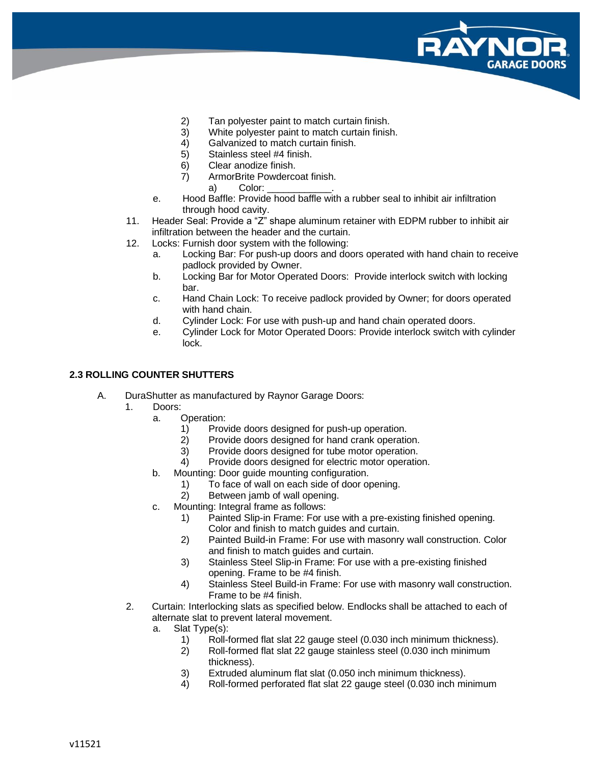2) Tan polyester paint to match curtain finish.
3) White polyester paint to match curtain finish.
4) Galvanized to match curtain finish.
5) Stainless steel #4 finish.
6) Clear anodize finish.
7) ArmorBrite Powdercoat finish.
    a) Color: ____________.

e. Hood Baffle: Provide hood baffle with a rubber seal to inhibit air infiltration through hood cavity.

11. Header Seal: Provide a "Z" shape aluminum retainer with EDPM rubber to inhibit air infiltration between the header and the curtain.
12. Locks: Furnish door system with the following:
    a. Locking Bar: For push-up doors and doors operated with hand chain to receive padlock provided by Owner.
    b. Locking Bar for Motor Operated Doors: Provide interlock switch with locking bar.
    c. Hand Chain Lock: To receive padlock provided by Owner; for doors operated with hand chain.
    d. Cylinder Lock: For use with push-up and hand chain operated doors.
    e. Cylinder Lock for Motor Operated Doors: Provide interlock switch with cylinder lock.

### 2.3 ROLLING COUNTER SHUTTERS

A. DuraShutter as manufactured by Raynor Garage Doors:
1. Doors:
    a. Operation:
        1) Provide doors designed for push-up operation.
        2) Provide doors designed for hand crank operation.
        3) Provide doors designed for tube motor operation.
        4) Provide doors designed for electric motor operation.
    b. Mounting: Door guide mounting configuration.
        1) To face of wall on each side of door opening.
        2) Between jamb of wall opening.
    c. Mounting: Integral frame as follows:
        1) Painted Slip-in Frame: For use with a pre-existing finished opening. Color and finish to match guides and curtain.
        2) Painted Build-in Frame: For use with masonry wall construction. Color and finish to match guides and curtain.
        3) Stainless Steel Slip-in Frame: For use with a pre-existing finished opening. Frame to be #4 finish.
        4) Stainless Steel Build-in Frame: For use with masonry wall construction. Frame to be #4 finish.
2. Curtain: Interlocking slats as specified below. Endlocks shall be attached to each of alternate slat to prevent lateral movement.
    a. Slat Type(s):
        1) Roll-formed flat slat 22 gauge steel (0.030 inch minimum thickness).
        2) Roll-formed flat slat 22 gauge stainless steel (0.030 inch minimum thickness).
        3) Extruded aluminum flat slat (0.050 inch minimum thickness).
        4) Roll-formed perforated flat slat 22 gauge steel (0.030 inch minimum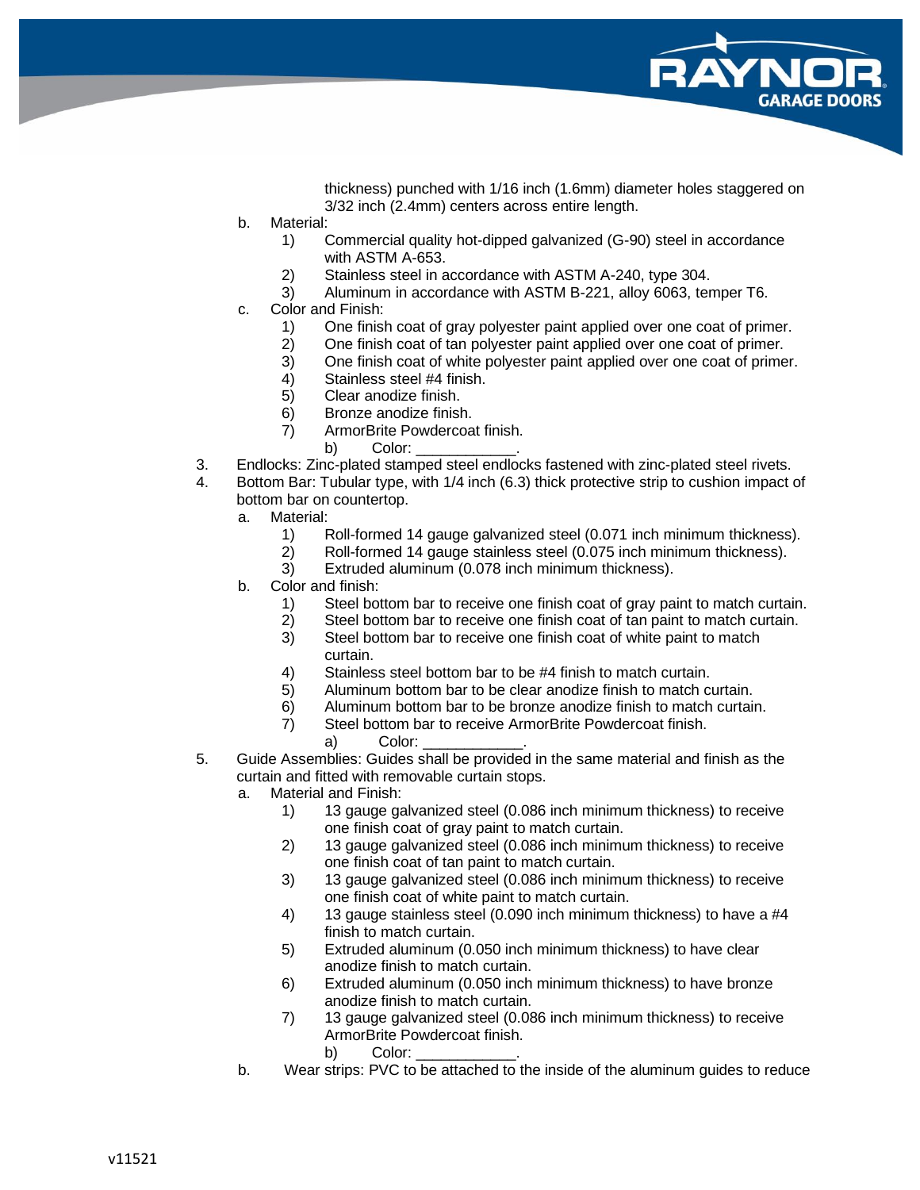thickness) punched with 1/16 inch (1.6mm) diameter holes staggered on 3/32 inch (2.4mm) centers across entire length.

b. Material:
   1) Commercial quality hot-dipped galvanized (G-90) steel in accordance with ASTM A-653.
   2) Stainless steel in accordance with ASTM A-240, type 304.
   3) Aluminum in accordance with ASTM B-221, alloy 6063, temper T6.

c. Color and Finish:
   1) One finish coat of gray polyester paint applied over one coat of primer.
   2) One finish coat of tan polyester paint applied over one coat of primer.
   3) One finish coat of white polyester paint applied over one coat of primer.
   4) Stainless steel #4 finish.
   5) Clear anodize finish.
   6) Bronze anodize finish.
   7) ArmorBrite Powdercoat finish.
      b) Color: ____________.

3. Endlocks: Zinc-plated stamped steel endlocks fastened with zinc-plated steel rivets.

4. Bottom Bar: Tubular type, with 1/4 inch (6.3) thick protective strip to cushion impact of bottom bar on countertop.
   a. Material:
      1) Roll-formed 14 gauge galvanized steel (0.071 inch minimum thickness).
      2) Roll-formed 14 gauge stainless steel (0.075 inch minimum thickness).
      3) Extruded aluminum (0.078 inch minimum thickness).
   b. Color and finish:
      1) Steel bottom bar to receive one finish coat of gray paint to match curtain.
      2) Steel bottom bar to receive one finish coat of tan paint to match curtain.
      3) Steel bottom bar to receive one finish coat of white paint to match curtain.
      4) Stainless steel bottom bar to be #4 finish to match curtain.
      5) Aluminum bottom bar to be clear anodize finish to match curtain.
      6) Aluminum bottom bar to be bronze anodize finish to match curtain.
      7) Steel bottom bar to receive ArmorBrite Powdercoat finish.
         a) Color: ____________.

5. Guide Assemblies: Guides shall be provided in the same material and finish as the curtain and fitted with removable curtain stops.
   a. Material and Finish:
      1) 13 gauge galvanized steel (0.086 inch minimum thickness) to receive one finish coat of gray paint to match curtain.
      2) 13 gauge galvanized steel (0.086 inch minimum thickness) to receive one finish coat of tan paint to match curtain.
      3) 13 gauge galvanized steel (0.086 inch minimum thickness) to receive one finish coat of white paint to match curtain.
      4) 13 gauge stainless steel (0.090 inch minimum thickness) to have a #4 finish to match curtain.
      5) Extruded aluminum (0.050 inch minimum thickness) to have clear anodize finish to match curtain.
      6) Extruded aluminum (0.050 inch minimum thickness) to have bronze anodize finish to match curtain.
      7) 13 gauge galvanized steel (0.086 inch minimum thickness) to receive ArmorBrite Powdercoat finish.
         b) Color: ____________.
   b. Wear strips: PVC to be attached to the inside of the aluminum guides to reduce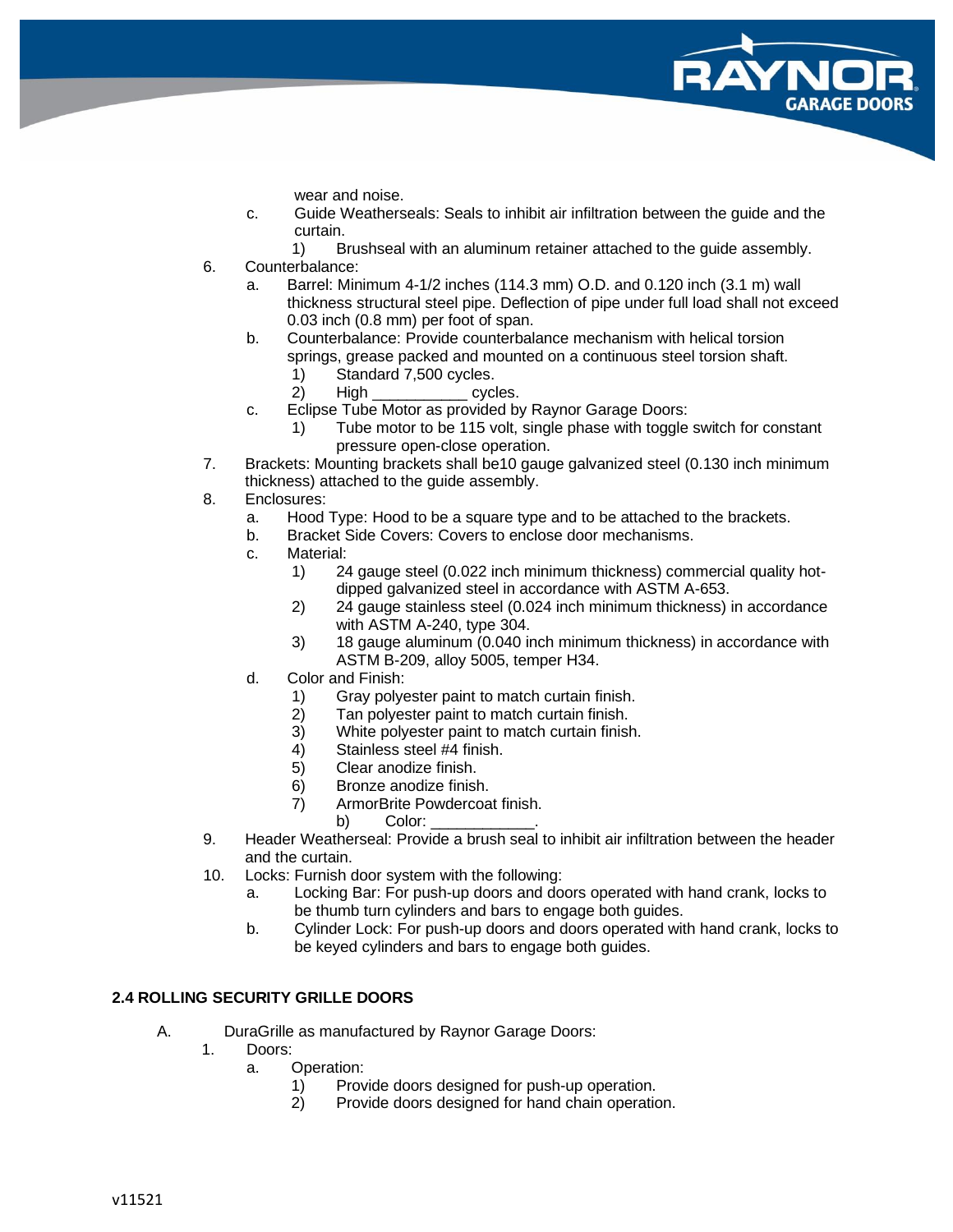wear and noise.

- c. Guide Weatherseals: Seals to inhibit air infiltration between the guide and the curtain.
    - 1) Brushseal with an aluminum retainer attached to the guide assembly.

6. Counterbalance:
    - a. Barrel: Minimum 4-1/2 inches (114.3 mm) O.D. and 0.120 inch (3.1 m) wall thickness structural steel pipe. Deflection of pipe under full load shall not exceed 0.03 inch (0.8 mm) per foot of span.
    - b. Counterbalance: Provide counterbalance mechanism with helical torsion springs, grease packed and mounted on a continuous steel torsion shaft.
        - 1) Standard 7,500 cycles.
        - 2) High ___________ cycles.
    - c. Eclipse Tube Motor as provided by Raynor Garage Doors:
        - 1) Tube motor to be 115 volt, single phase with toggle switch for constant pressure open-close operation.
7. Brackets: Mounting brackets shall be10 gauge galvanized steel (0.130 inch minimum thickness) attached to the guide assembly.
8. Enclosures:
    - a. Hood Type: Hood to be a square type and to be attached to the brackets.
    - b. Bracket Side Covers: Covers to enclose door mechanisms.
    - c. Material:
        - 1) 24 gauge steel (0.022 inch minimum thickness) commercial quality hot-dipped galvanized steel in accordance with ASTM A-653.
        - 2) 24 gauge stainless steel (0.024 inch minimum thickness) in accordance with ASTM A-240, type 304.
        - 3) 18 gauge aluminum (0.040 inch minimum thickness) in accordance with ASTM B-209, alloy 5005, temper H34.
    - d. Color and Finish:
        - 1) Gray polyester paint to match curtain finish.
        - 2) Tan polyester paint to match curtain finish.
        - 3) White polyester paint to match curtain finish.
        - 4) Stainless steel #4 finish.
        - 5) Clear anodize finish.
        - 6) Bronze anodize finish.
        - 7) ArmorBrite Powdercoat finish.
            - b) Color: ____________.
9. Header Weatherseal: Provide a brush seal to inhibit air infiltration between the header and the curtain.
10. Locks: Furnish door system with the following:
    - a. Locking Bar: For push-up doors and doors operated with hand crank, locks to be thumb turn cylinders and bars to engage both guides.
    - b. Cylinder Lock: For push-up doors and doors operated with hand crank, locks to be keyed cylinders and bars to engage both guides.

**2.4 ROLLING SECURITY GRILLE DOORS**

A. DuraGrille as manufactured by Raynor Garage Doors:

1. Doors:
    - a. Operation:
        - 1) Provide doors designed for push-up operation.
        - 2) Provide doors designed for hand chain operation.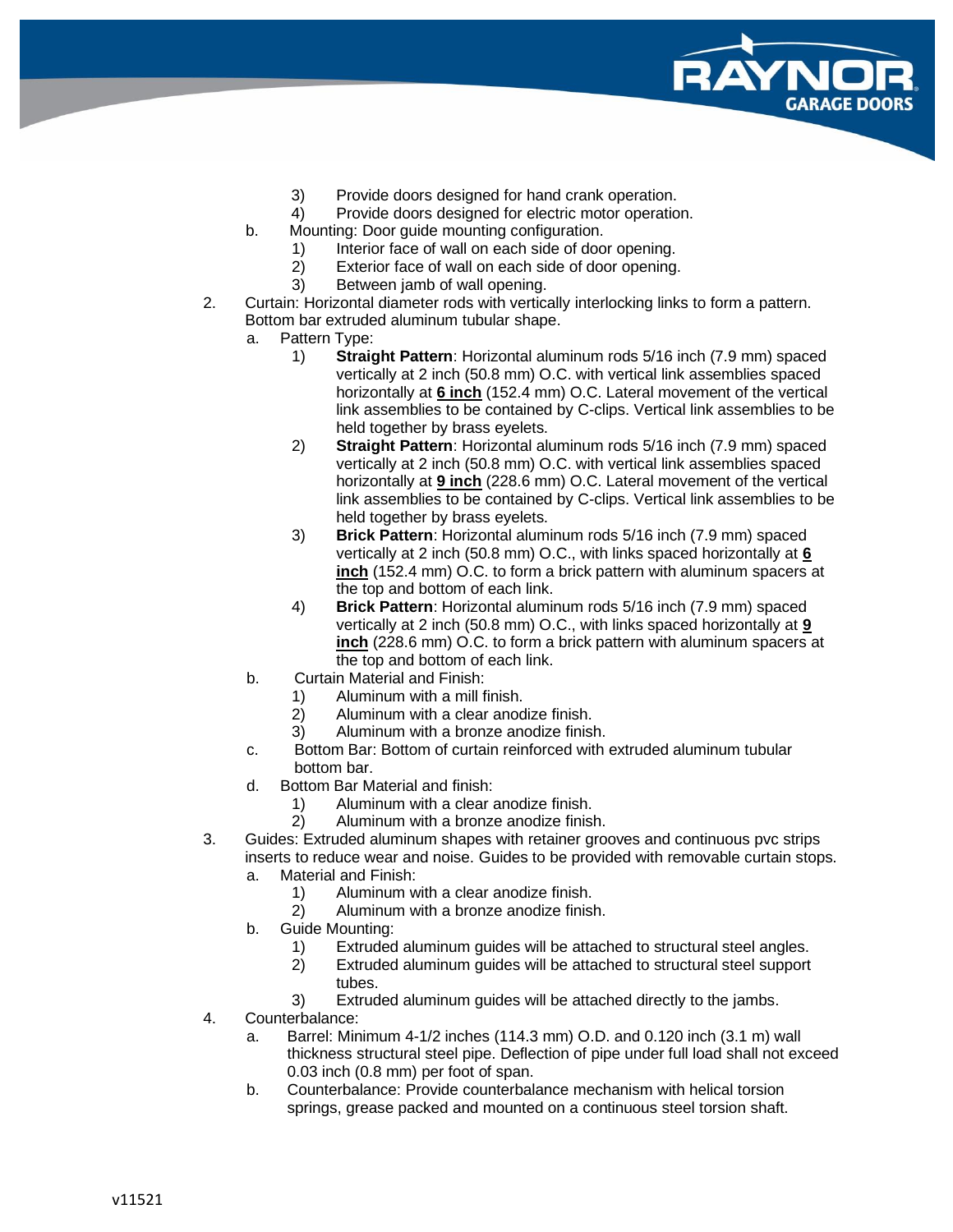3) Provide doors designed for hand crank operation.
4) Provide doors designed for electric motor operation.

b. Mounting: Door guide mounting configuration.
   1) Interior face of wall on each side of door opening.
   2) Exterior face of wall on each side of door opening.
   3) Between jamb of wall opening.

2. Curtain: Horizontal diameter rods with vertically interlocking links to form a pattern. Bottom bar extruded aluminum tubular shape.
   a. Pattern Type:
      1) **Straight Pattern**: Horizontal aluminum rods 5/16 inch (7.9 mm) spaced vertically at 2 inch (50.8 mm) O.C. with vertical link assemblies spaced horizontally at **6 inch** (152.4 mm) O.C. Lateral movement of the vertical link assemblies to be contained by C-clips. Vertical link assemblies to be held together by brass eyelets.
      2) **Straight Pattern**: Horizontal aluminum rods 5/16 inch (7.9 mm) spaced vertically at 2 inch (50.8 mm) O.C. with vertical link assemblies spaced horizontally at **9 inch** (228.6 mm) O.C. Lateral movement of the vertical link assemblies to be contained by C-clips. Vertical link assemblies to be held together by brass eyelets.
      3) **Brick Pattern**: Horizontal aluminum rods 5/16 inch (7.9 mm) spaced vertically at 2 inch (50.8 mm) O.C., with links spaced horizontally at **6 inch** (152.4 mm) O.C. to form a brick pattern with aluminum spacers at the top and bottom of each link.
      4) **Brick Pattern**: Horizontal aluminum rods 5/16 inch (7.9 mm) spaced vertically at 2 inch (50.8 mm) O.C., with links spaced horizontally at **9 inch** (228.6 mm) O.C. to form a brick pattern with aluminum spacers at the top and bottom of each link.
   b. Curtain Material and Finish:
      1) Aluminum with a mill finish.
      2) Aluminum with a clear anodize finish.
      3) Aluminum with a bronze anodize finish.
   c. Bottom Bar: Bottom of curtain reinforced with extruded aluminum tubular bottom bar.
   d. Bottom Bar Material and finish:
      1) Aluminum with a clear anodize finish.
      2) Aluminum with a bronze anodize finish.

3. Guides: Extruded aluminum shapes with retainer grooves and continuous pvc strips inserts to reduce wear and noise. Guides to be provided with removable curtain stops.
   a. Material and Finish:
      1) Aluminum with a clear anodize finish.
      2) Aluminum with a bronze anodize finish.
   b. Guide Mounting:
      1) Extruded aluminum guides will be attached to structural steel angles.
      2) Extruded aluminum guides will be attached to structural steel support tubes.
      3) Extruded aluminum guides will be attached directly to the jambs.

4. Counterbalance:
   a. Barrel: Minimum 4-1/2 inches (114.3 mm) O.D. and 0.120 inch (3.1 m) wall thickness structural steel pipe. Deflection of pipe under full load shall not exceed 0.03 inch (0.8 mm) per foot of span.
   b. Counterbalance: Provide counterbalance mechanism with helical torsion springs, grease packed and mounted on a continuous steel torsion shaft.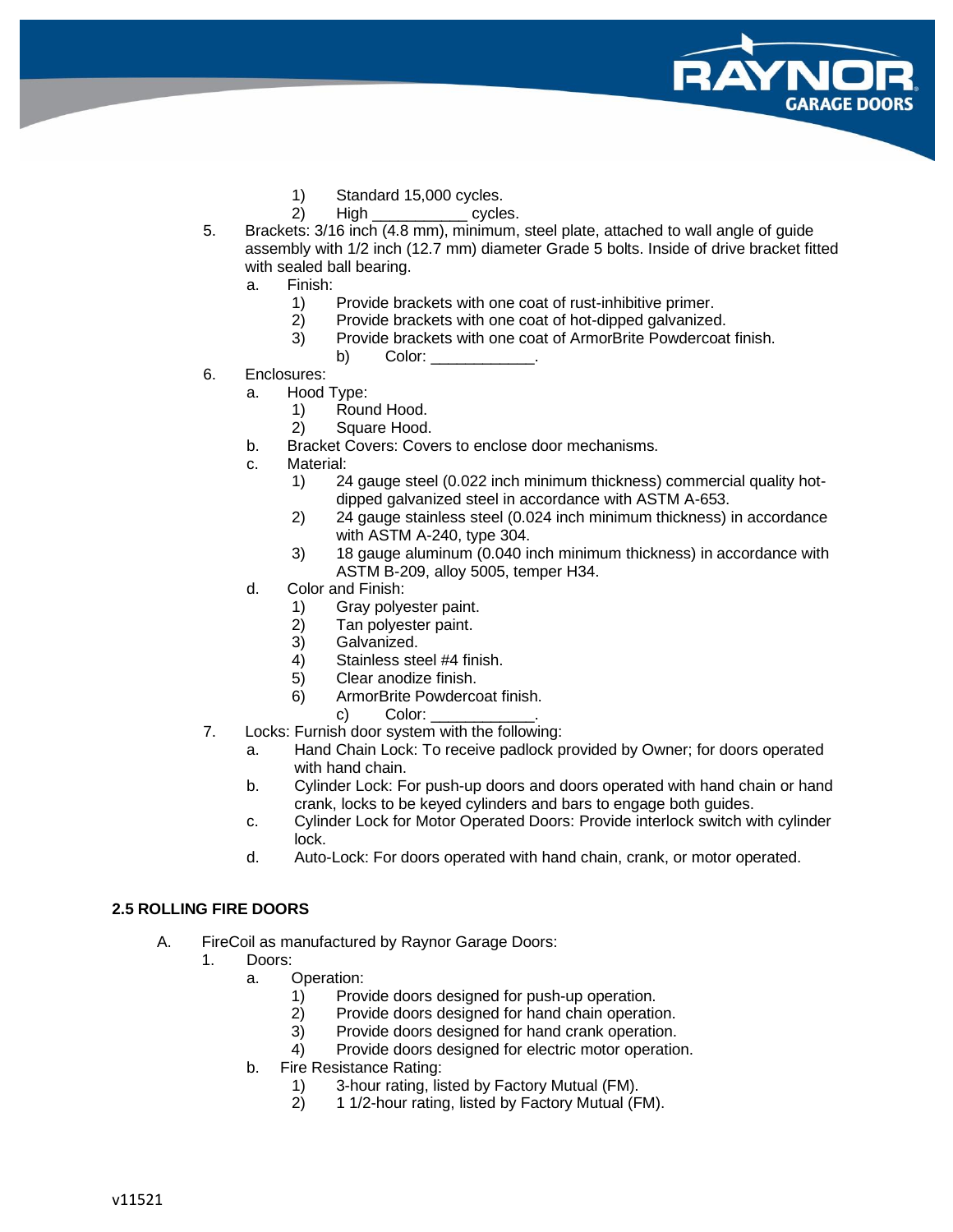1) Standard 15,000 cycles.
2) High ___________ cycles.

5. Brackets: 3/16 inch (4.8 mm), minimum, steel plate, attached to wall angle of guide assembly with 1/2 inch (12.7 mm) diameter Grade 5 bolts. Inside of drive bracket fitted with sealed ball bearing.
   a. Finish:
      1) Provide brackets with one coat of rust-inhibitive primer.
      2) Provide brackets with one coat of hot-dipped galvanized.
      3) Provide brackets with one coat of ArmorBrite Powdercoat finish.
         b) Color: ____________.
6. Enclosures:
   a. Hood Type:
      1) Round Hood.
      2) Square Hood.
   b. Bracket Covers: Covers to enclose door mechanisms.
   c. Material:
      1) 24 gauge steel (0.022 inch minimum thickness) commercial quality hot-dipped galvanized steel in accordance with ASTM A-653.
      2) 24 gauge stainless steel (0.024 inch minimum thickness) in accordance with ASTM A-240, type 304.
      3) 18 gauge aluminum (0.040 inch minimum thickness) in accordance with ASTM B-209, alloy 5005, temper H34.
   d. Color and Finish:
      1) Gray polyester paint.
      2) Tan polyester paint.
      3) Galvanized.
      4) Stainless steel #4 finish.
      5) Clear anodize finish.
      6) ArmorBrite Powdercoat finish.
         c) Color: ____________.
7. Locks: Furnish door system with the following:
   a. Hand Chain Lock: To receive padlock provided by Owner; for doors operated with hand chain.
   b. Cylinder Lock: For push-up doors and doors operated with hand chain or hand crank, locks to be keyed cylinders and bars to engage both guides.
   c. Cylinder Lock for Motor Operated Doors: Provide interlock switch with cylinder lock.
   d. Auto-Lock: For doors operated with hand chain, crank, or motor operated.

## 2.5 ROLLING FIRE DOORS

A. FireCoil as manufactured by Raynor Garage Doors:
   1. Doors:
      a. Operation:
         1) Provide doors designed for push-up operation.
         2) Provide doors designed for hand chain operation.
         3) Provide doors designed for hand crank operation.
         4) Provide doors designed for electric motor operation.
      b. Fire Resistance Rating:
         1) 3-hour rating, listed by Factory Mutual (FM).
         2) 1 1/2-hour rating, listed by Factory Mutual (FM).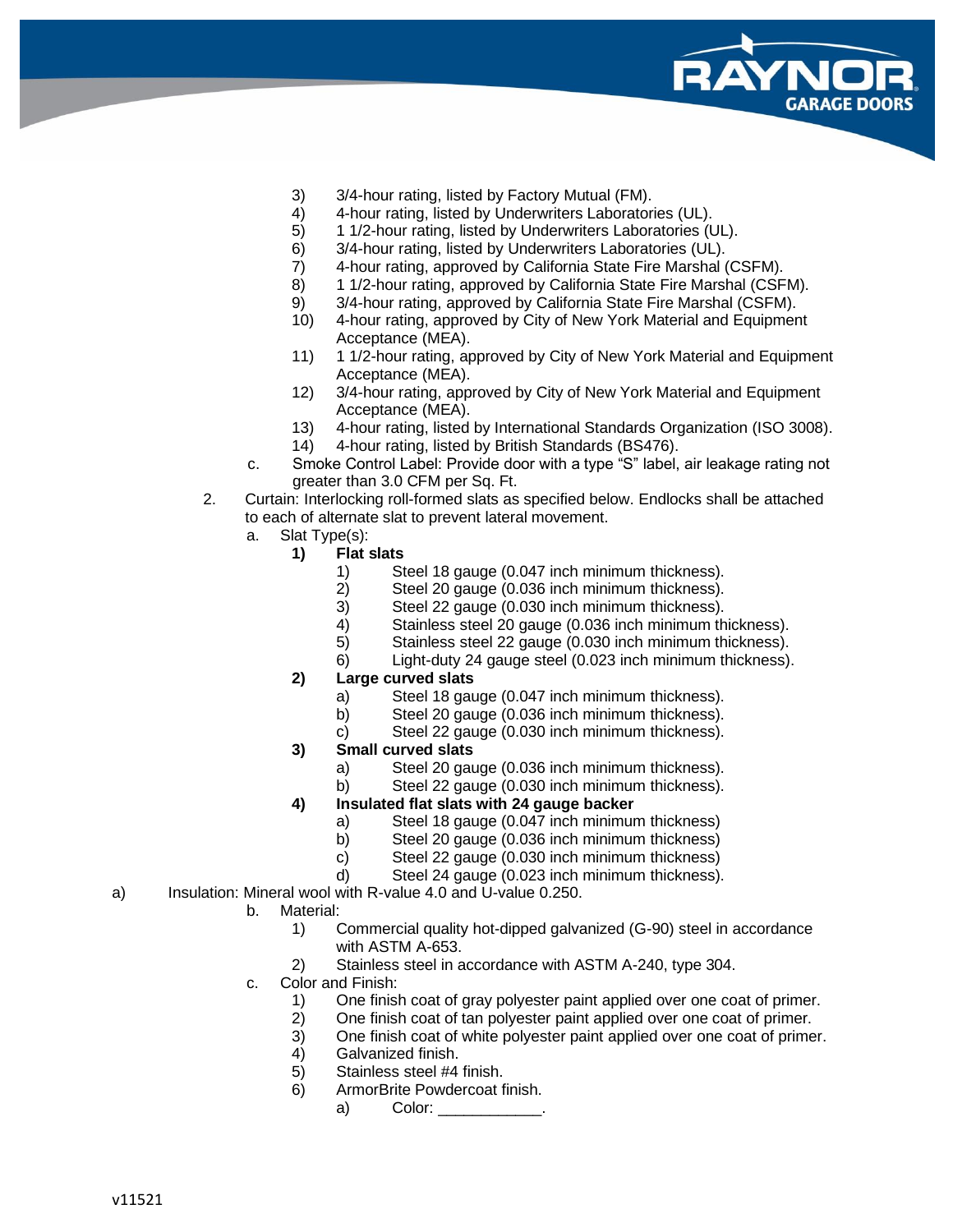3) 3/4-hour rating, listed by Factory Mutual (FM).
4) 4-hour rating, listed by Underwriters Laboratories (UL).
5) 1 1/2-hour rating, listed by Underwriters Laboratories (UL).
6) 3/4-hour rating, listed by Underwriters Laboratories (UL).
7) 4-hour rating, approved by California State Fire Marshal (CSFM).
8) 1 1/2-hour rating, approved by California State Fire Marshal (CSFM).
9) 3/4-hour rating, approved by California State Fire Marshal (CSFM).
10) 4-hour rating, approved by City of New York Material and Equipment Acceptance (MEA).
11) 1 1/2-hour rating, approved by City of New York Material and Equipment Acceptance (MEA).
12) 3/4-hour rating, approved by City of New York Material and Equipment Acceptance (MEA).
13) 4-hour rating, listed by International Standards Organization (ISO 3008).
14) 4-hour rating, listed by British Standards (BS476).

c. Smoke Control Label: Provide door with a type "S" label, air leakage rating not greater than 3.0 CFM per Sq. Ft.

2. Curtain: Interlocking roll-formed slats as specified below. Endlocks shall be attached to each of alternate slat to prevent lateral movement.
   a. Slat Type(s):
      **1) Flat slats**
         1) Steel 18 gauge (0.047 inch minimum thickness).
         2) Steel 20 gauge (0.036 inch minimum thickness).
         3) Steel 22 gauge (0.030 inch minimum thickness).
         4) Stainless steel 20 gauge (0.036 inch minimum thickness).
         5) Stainless steel 22 gauge (0.030 inch minimum thickness).
         6) Light-duty 24 gauge steel (0.023 inch minimum thickness).

      **2) Large curved slats**
         a) Steel 18 gauge (0.047 inch minimum thickness).
         b) Steel 20 gauge (0.036 inch minimum thickness).
         c) Steel 22 gauge (0.030 inch minimum thickness).

      **3) Small curved slats**
         a) Steel 20 gauge (0.036 inch minimum thickness).
         b) Steel 22 gauge (0.030 inch minimum thickness).

      **4) Insulated flat slats with 24 gauge backer**
         a) Steel 18 gauge (0.047 inch minimum thickness)
         b) Steel 20 gauge (0.036 inch minimum thickness)
         c) Steel 22 gauge (0.030 inch minimum thickness)
         d) Steel 24 gauge (0.023 inch minimum thickness).

a) Insulation: Mineral wool with R-value 4.0 and U-value 0.250.

   b. Material:
      1) Commercial quality hot-dipped galvanized (G-90) steel in accordance with ASTM A-653.
      2) Stainless steel in accordance with ASTM A-240, type 304.

   c. Color and Finish:
      1) One finish coat of gray polyester paint applied over one coat of primer.
      2) One finish coat of tan polyester paint applied over one coat of primer.
      3) One finish coat of white polyester paint applied over one coat of primer.
      4) Galvanized finish.
      5) Stainless steel #4 finish.
      6) ArmorBrite Powdercoat finish.
         a) Color: ____________.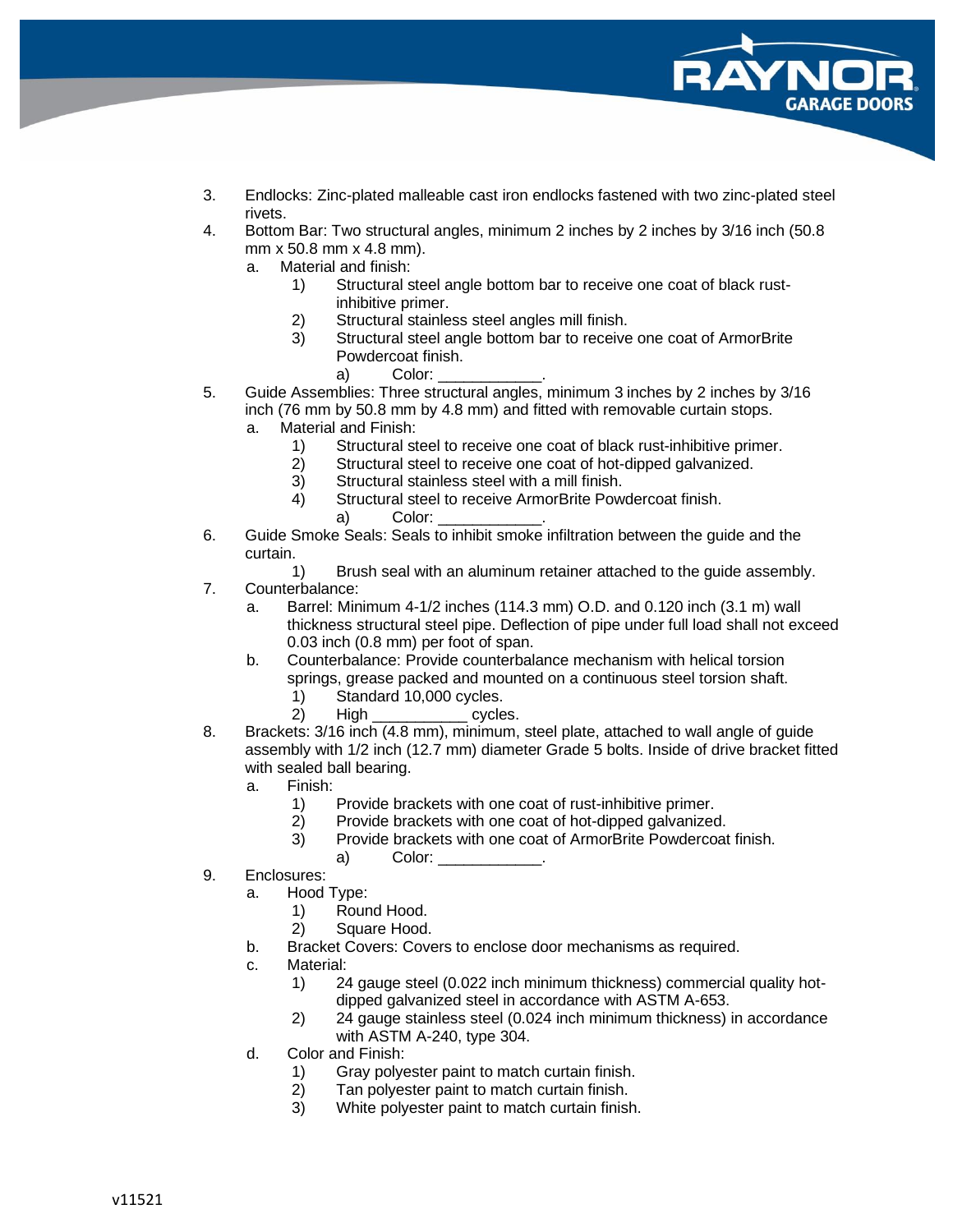3. Endlocks: Zinc-plated malleable cast iron endlocks fastened with two zinc-plated steel rivets.
4. Bottom Bar: Two structural angles, minimum 2 inches by 2 inches by 3/16 inch (50.8 mm x 50.8 mm x 4.8 mm).
   a. Material and finish:
      1) Structural steel angle bottom bar to receive one coat of black rust-inhibitive primer.
      2) Structural stainless steel angles mill finish.
      3) Structural steel angle bottom bar to receive one coat of ArmorBrite Powdercoat finish.
         a) Color: ____________.
5. Guide Assemblies: Three structural angles, minimum 3 inches by 2 inches by 3/16 inch (76 mm by 50.8 mm by 4.8 mm) and fitted with removable curtain stops.
   a. Material and Finish:
      1) Structural steel to receive one coat of black rust-inhibitive primer.
      2) Structural steel to receive one coat of hot-dipped galvanized.
      3) Structural stainless steel with a mill finish.
      4) Structural steel to receive ArmorBrite Powdercoat finish.
         a) Color: ____________.
6. Guide Smoke Seals: Seals to inhibit smoke infiltration between the guide and the curtain.
   1) Brush seal with an aluminum retainer attached to the guide assembly.
7. Counterbalance:
   a. Barrel: Minimum 4-1/2 inches (114.3 mm) O.D. and 0.120 inch (3.1 m) wall thickness structural steel pipe. Deflection of pipe under full load shall not exceed 0.03 inch (0.8 mm) per foot of span.
   b. Counterbalance: Provide counterbalance mechanism with helical torsion springs, grease packed and mounted on a continuous steel torsion shaft.
      1) Standard 10,000 cycles.
      2) High ___________ cycles.
8. Brackets: 3/16 inch (4.8 mm), minimum, steel plate, attached to wall angle of guide assembly with 1/2 inch (12.7 mm) diameter Grade 5 bolts. Inside of drive bracket fitted with sealed ball bearing.
   a. Finish:
      1) Provide brackets with one coat of rust-inhibitive primer.
      2) Provide brackets with one coat of hot-dipped galvanized.
      3) Provide brackets with one coat of ArmorBrite Powdercoat finish.
         a) Color: ____________.
9. Enclosures:
   a. Hood Type:
      1) Round Hood.
      2) Square Hood.
   b. Bracket Covers: Covers to enclose door mechanisms as required.
   c. Material:
      1) 24 gauge steel (0.022 inch minimum thickness) commercial quality hot-dipped galvanized steel in accordance with ASTM A-653.
      2) 24 gauge stainless steel (0.024 inch minimum thickness) in accordance with ASTM A-240, type 304.
   d. Color and Finish:
      1) Gray polyester paint to match curtain finish.
      2) Tan polyester paint to match curtain finish.
      3) White polyester paint to match curtain finish.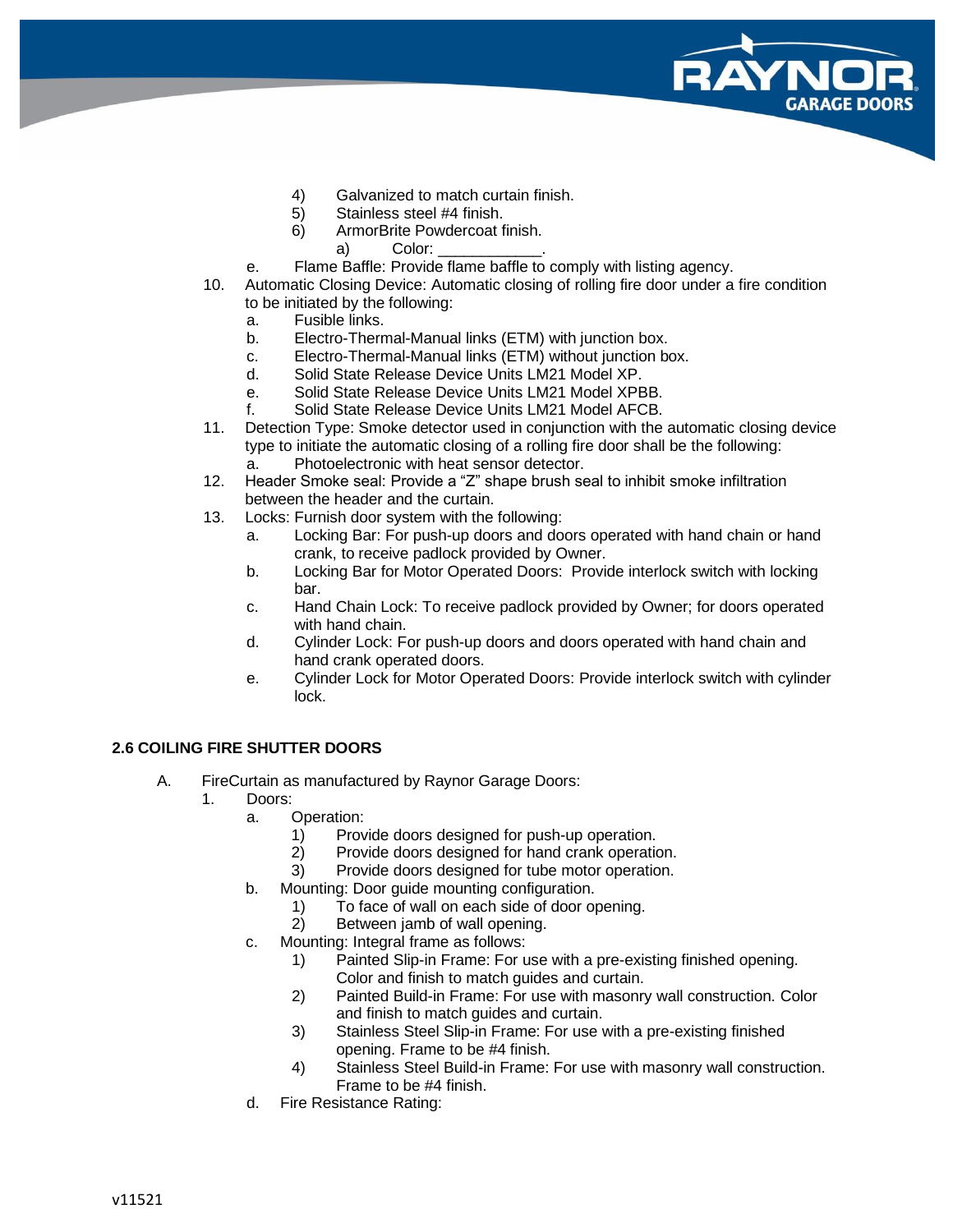4) Galvanized to match curtain finish.
5) Stainless steel #4 finish.
6) ArmorBrite Powdercoat finish.
   a) Color: ____________.

e. Flame Baffle: Provide flame baffle to comply with listing agency.

10. Automatic Closing Device: Automatic closing of rolling fire door under a fire condition to be initiated by the following:
    a. Fusible links.
    b. Electro-Thermal-Manual links (ETM) with junction box.
    c. Electro-Thermal-Manual links (ETM) without junction box.
    d. Solid State Release Device Units LM21 Model XP.
    e. Solid State Release Device Units LM21 Model XPBB.
    f. Solid State Release Device Units LM21 Model AFCB.
11. Detection Type: Smoke detector used in conjunction with the automatic closing device type to initiate the automatic closing of a rolling fire door shall be the following:
    a. Photoelectronic with heat sensor detector.
12. Header Smoke seal: Provide a "Z" shape brush seal to inhibit smoke infiltration between the header and the curtain.
13. Locks: Furnish door system with the following:
    a. Locking Bar: For push-up doors and doors operated with hand chain or hand crank, to receive padlock provided by Owner.
    b. Locking Bar for Motor Operated Doors: Provide interlock switch with locking bar.
    c. Hand Chain Lock: To receive padlock provided by Owner; for doors operated with hand chain.
    d. Cylinder Lock: For push-up doors and doors operated with hand chain and hand crank operated doors.
    e. Cylinder Lock for Motor Operated Doors: Provide interlock switch with cylinder lock.

## 2.6 COILING FIRE SHUTTER DOORS

A. FireCurtain as manufactured by Raynor Garage Doors:
   1. Doors:
      a. Operation:
         1) Provide doors designed for push-up operation.
         2) Provide doors designed for hand crank operation.
         3) Provide doors designed for tube motor operation.
      b. Mounting: Door guide mounting configuration.
         1) To face of wall on each side of door opening.
         2) Between jamb of wall opening.
      c. Mounting: Integral frame as follows:
         1) Painted Slip-in Frame: For use with a pre-existing finished opening. Color and finish to match guides and curtain.
         2) Painted Build-in Frame: For use with masonry wall construction. Color and finish to match guides and curtain.
         3) Stainless Steel Slip-in Frame: For use with a pre-existing finished opening. Frame to be #4 finish.
         4) Stainless Steel Build-in Frame: For use with masonry wall construction. Frame to be #4 finish.
      d. Fire Resistance Rating: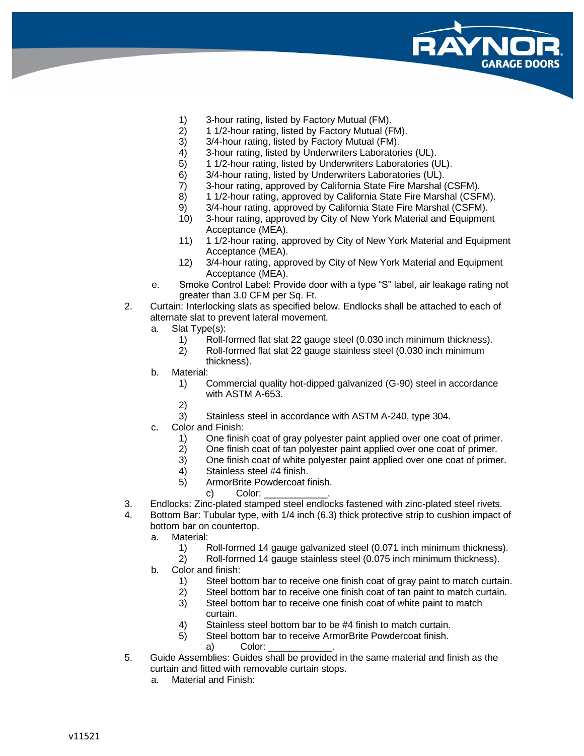1) 3-hour rating, listed by Factory Mutual (FM).
2) 1 1/2-hour rating, listed by Factory Mutual (FM).
3) 3/4-hour rating, listed by Factory Mutual (FM).
4) 3-hour rating, listed by Underwriters Laboratories (UL).
5) 1 1/2-hour rating, listed by Underwriters Laboratories (UL).
6) 3/4-hour rating, listed by Underwriters Laboratories (UL).
7) 3-hour rating, approved by California State Fire Marshal (CSFM).
8) 1 1/2-hour rating, approved by California State Fire Marshal (CSFM).
9) 3/4-hour rating, approved by California State Fire Marshal (CSFM).
10) 3-hour rating, approved by City of New York Material and Equipment Acceptance (MEA).
11) 1 1/2-hour rating, approved by City of New York Material and Equipment Acceptance (MEA).
12) 3/4-hour rating, approved by City of New York Material and Equipment Acceptance (MEA).

e. Smoke Control Label: Provide door with a type "S" label, air leakage rating not greater than 3.0 CFM per Sq. Ft.

2. Curtain: Interlocking slats as specified below. Endlocks shall be attached to each of alternate slat to prevent lateral movement.
   a. Slat Type(s):
      1) Roll-formed flat slat 22 gauge steel (0.030 inch minimum thickness).
      2) Roll-formed flat slat 22 gauge stainless steel (0.030 inch minimum thickness).
   b. Material:
      1) Commercial quality hot-dipped galvanized (G-90) steel in accordance with ASTM A-653.
      2)
      3) Stainless steel in accordance with ASTM A-240, type 304.
   c. Color and Finish:
      1) One finish coat of gray polyester paint applied over one coat of primer.
      2) One finish coat of tan polyester paint applied over one coat of primer.
      3) One finish coat of white polyester paint applied over one coat of primer.
      4) Stainless steel #4 finish.
      5) ArmorBrite Powdercoat finish.
         c) Color: ____________.
3. Endlocks: Zinc-plated stamped steel endlocks fastened with zinc-plated steel rivets.
4. Bottom Bar: Tubular type, with 1/4 inch (6.3) thick protective strip to cushion impact of bottom bar on countertop.
   a. Material:
      1) Roll-formed 14 gauge galvanized steel (0.071 inch minimum thickness).
      2) Roll-formed 14 gauge stainless steel (0.075 inch minimum thickness).
   b. Color and finish:
      1) Steel bottom bar to receive one finish coat of gray paint to match curtain.
      2) Steel bottom bar to receive one finish coat of tan paint to match curtain.
      3) Steel bottom bar to receive one finish coat of white paint to match curtain.
      4) Stainless steel bottom bar to be #4 finish to match curtain.
      5) Steel bottom bar to receive ArmorBrite Powdercoat finish.
         a) Color: ____________.
5. Guide Assemblies: Guides shall be provided in the same material and finish as the curtain and fitted with removable curtain stops.
   a. Material and Finish: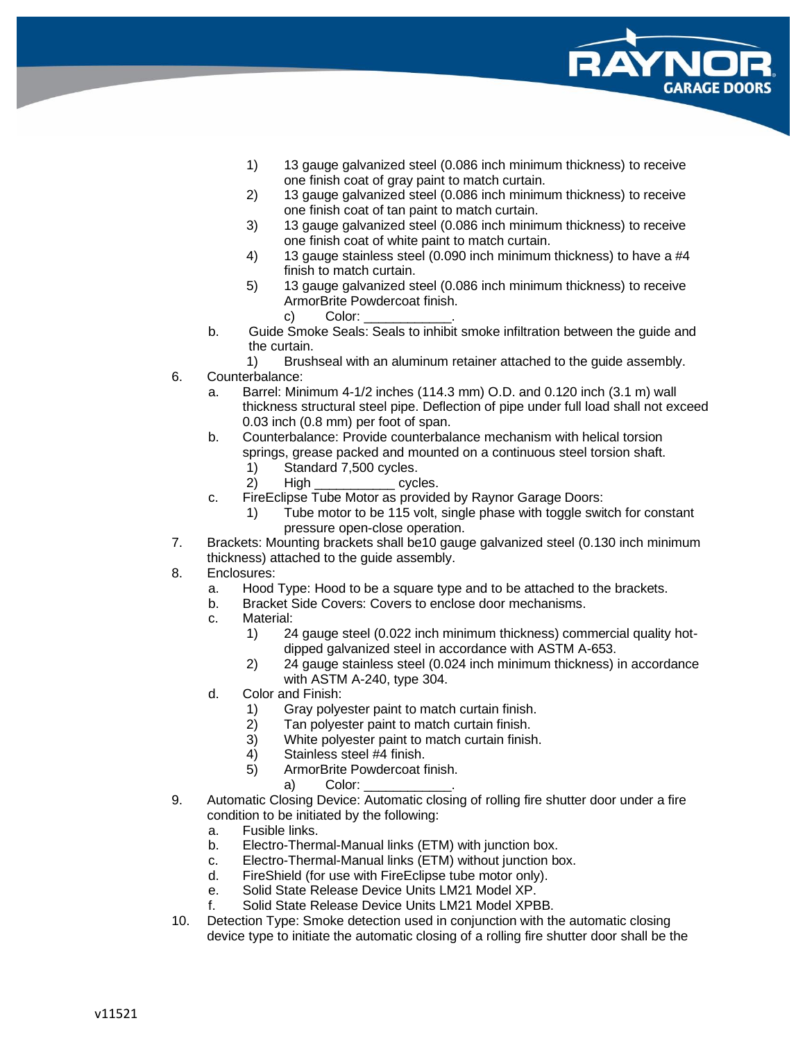1) 13 gauge galvanized steel (0.086 inch minimum thickness) to receive one finish coat of gray paint to match curtain.
2) 13 gauge galvanized steel (0.086 inch minimum thickness) to receive one finish coat of tan paint to match curtain.
3) 13 gauge galvanized steel (0.086 inch minimum thickness) to receive one finish coat of white paint to match curtain.
4) 13 gauge stainless steel (0.090 inch minimum thickness) to have a #4 finish to match curtain.
5) 13 gauge galvanized steel (0.086 inch minimum thickness) to receive ArmorBrite Powdercoat finish.
    c) Color: ____________.

b. Guide Smoke Seals: Seals to inhibit smoke infiltration between the guide and the curtain.
    1) Brushseal with an aluminum retainer attached to the guide assembly.

6. Counterbalance:
    a. Barrel: Minimum 4-1/2 inches (114.3 mm) O.D. and 0.120 inch (3.1 m) wall thickness structural steel pipe. Deflection of pipe under full load shall not exceed 0.03 inch (0.8 mm) per foot of span.
    b. Counterbalance: Provide counterbalance mechanism with helical torsion springs, grease packed and mounted on a continuous steel torsion shaft.
        1) Standard 7,500 cycles.
        2) High ___________ cycles.
    c. FireEclipse Tube Motor as provided by Raynor Garage Doors:
        1) Tube motor to be 115 volt, single phase with toggle switch for constant pressure open-close operation.

7. Brackets: Mounting brackets shall be10 gauge galvanized steel (0.130 inch minimum thickness) attached to the guide assembly.

8. Enclosures:
    a. Hood Type: Hood to be a square type and to be attached to the brackets.
    b. Bracket Side Covers: Covers to enclose door mechanisms.
    c. Material:
        1) 24 gauge steel (0.022 inch minimum thickness) commercial quality hot-dipped galvanized steel in accordance with ASTM A-653.
        2) 24 gauge stainless steel (0.024 inch minimum thickness) in accordance with ASTM A-240, type 304.
    d. Color and Finish:
        1) Gray polyester paint to match curtain finish.
        2) Tan polyester paint to match curtain finish.
        3) White polyester paint to match curtain finish.
        4) Stainless steel #4 finish.
        5) ArmorBrite Powdercoat finish.
            a) Color: ____________.

9. Automatic Closing Device: Automatic closing of rolling fire shutter door under a fire condition to be initiated by the following:
    a. Fusible links.
    b. Electro-Thermal-Manual links (ETM) with junction box.
    c. Electro-Thermal-Manual links (ETM) without junction box.
    d. FireShield (for use with FireEclipse tube motor only).
    e. Solid State Release Device Units LM21 Model XP.
    f. Solid State Release Device Units LM21 Model XPBB.

10. Detection Type: Smoke detection used in conjunction with the automatic closing device type to initiate the automatic closing of a rolling fire shutter door shall be the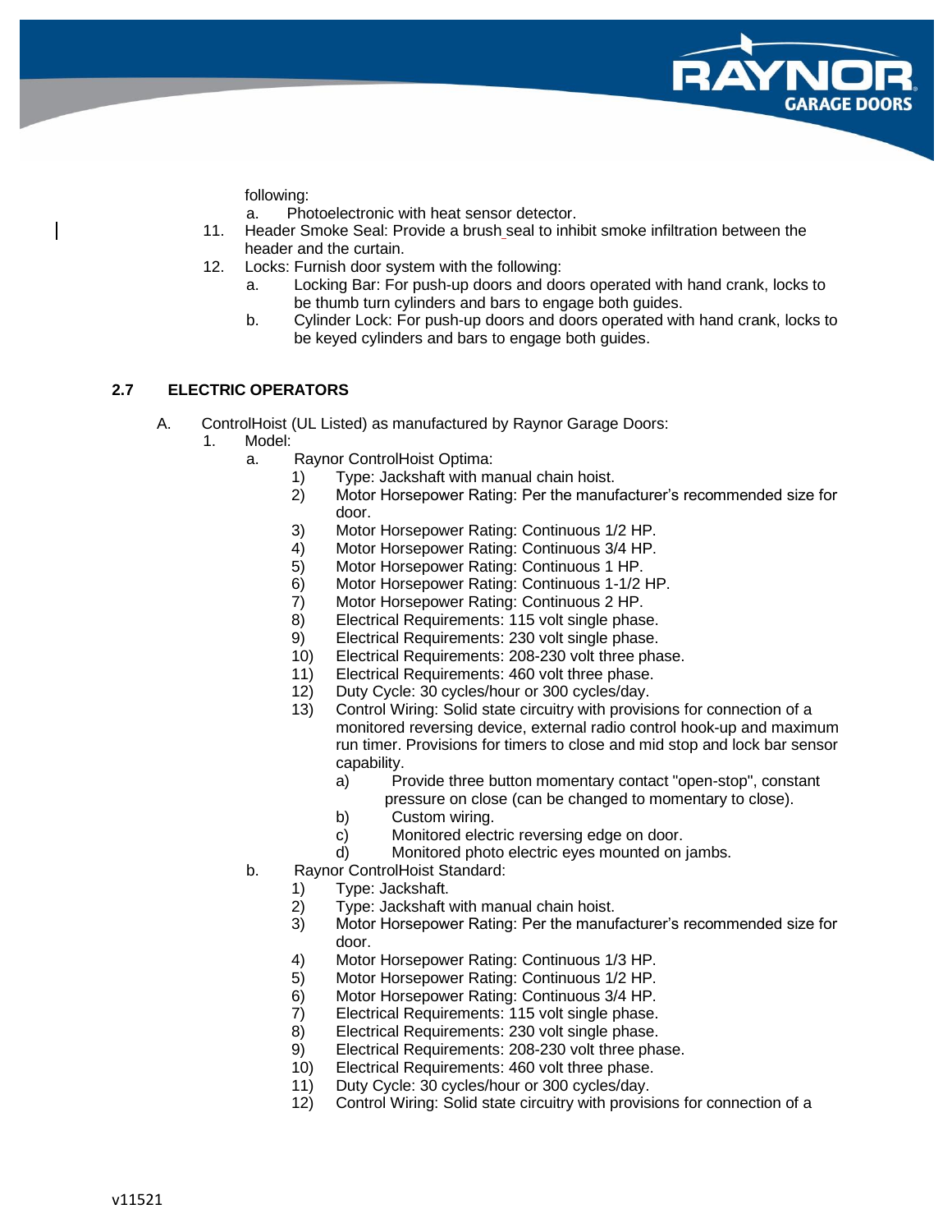following:

a. Photoelectronic with heat sensor detector.

11. Header Smoke Seal: Provide a brush seal to inhibit smoke infiltration between the header and the curtain.
12. Locks: Furnish door system with the following:
    a. Locking Bar: For push-up doors and doors operated with hand crank, locks to be thumb turn cylinders and bars to engage both guides.
    b. Cylinder Lock: For push-up doors and doors operated with hand crank, locks to be keyed cylinders and bars to engage both guides.

### 2.7 ELECTRIC OPERATORS

A. ControlHoist (UL Listed) as manufactured by Raynor Garage Doors:

1. Model:
    a. Raynor ControlHoist Optima:
        1) Type: Jackshaft with manual chain hoist.
        2) Motor Horsepower Rating: Per the manufacturer's recommended size for door.
        3) Motor Horsepower Rating: Continuous 1/2 HP.
        4) Motor Horsepower Rating: Continuous 3/4 HP.
        5) Motor Horsepower Rating: Continuous 1 HP.
        6) Motor Horsepower Rating: Continuous 1-1/2 HP.
        7) Motor Horsepower Rating: Continuous 2 HP.
        8) Electrical Requirements: 115 volt single phase.
        9) Electrical Requirements: 230 volt single phase.
        10) Electrical Requirements: 208-230 volt three phase.
        11) Electrical Requirements: 460 volt three phase.
        12) Duty Cycle: 30 cycles/hour or 300 cycles/day.
        13) Control Wiring: Solid state circuitry with provisions for connection of a monitored reversing device, external radio control hook-up and maximum run timer. Provisions for timers to close and mid stop and lock bar sensor capability.
            a) Provide three button momentary contact "open-stop", constant pressure on close (can be changed to momentary to close).
            b) Custom wiring.
            c) Monitored electric reversing edge on door.
            d) Monitored photo electric eyes mounted on jambs.
    b. Raynor ControlHoist Standard:
        1) Type: Jackshaft.
        2) Type: Jackshaft with manual chain hoist.
        3) Motor Horsepower Rating: Per the manufacturer's recommended size for door.
        4) Motor Horsepower Rating: Continuous 1/3 HP.
        5) Motor Horsepower Rating: Continuous 1/2 HP.
        6) Motor Horsepower Rating: Continuous 3/4 HP.
        7) Electrical Requirements: 115 volt single phase.
        8) Electrical Requirements: 230 volt single phase.
        9) Electrical Requirements: 208-230 volt three phase.
        10) Electrical Requirements: 460 volt three phase.
        11) Duty Cycle: 30 cycles/hour or 300 cycles/day.
        12) Control Wiring: Solid state circuitry with provisions for connection of a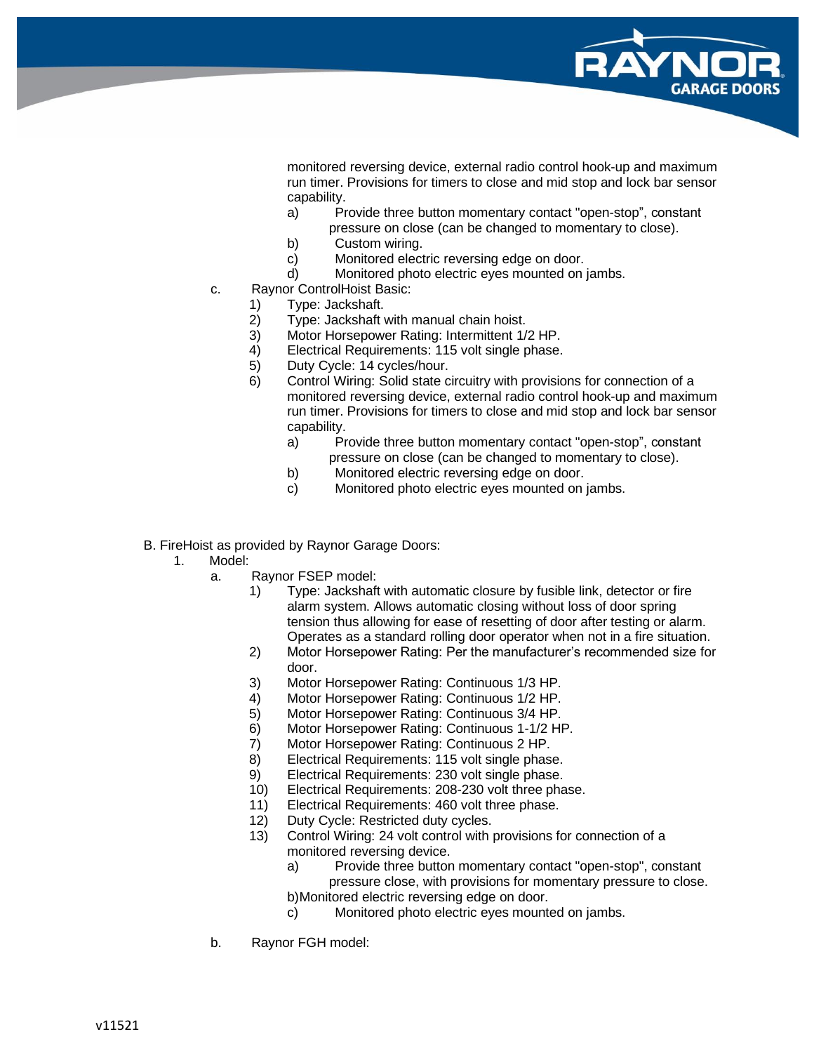monitored reversing device, external radio control hook-up and maximum run timer. Provisions for timers to close and mid stop and lock bar sensor capability.

a) Provide three button momentary contact "open-stop", constant pressure on close (can be changed to momentary to close).
b) Custom wiring.
c) Monitored electric reversing edge on door.
d) Monitored photo electric eyes mounted on jambs.

c. Raynor ControlHoist Basic:

1) Type: Jackshaft.
2) Type: Jackshaft with manual chain hoist.
3) Motor Horsepower Rating: Intermittent 1/2 HP.
4) Electrical Requirements: 115 volt single phase.
5) Duty Cycle: 14 cycles/hour.
6) Control Wiring: Solid state circuitry with provisions for connection of a monitored reversing device, external radio control hook-up and maximum run timer. Provisions for timers to close and mid stop and lock bar sensor capability.
   a) Provide three button momentary contact "open-stop", constant pressure on close (can be changed to momentary to close).
   b) Monitored electric reversing edge on door.
   c) Monitored photo electric eyes mounted on jambs.

B. FireHoist as provided by Raynor Garage Doors:

1. Model:

a. Raynor FSEP model:

1) Type: Jackshaft with automatic closure by fusible link, detector or fire alarm system. Allows automatic closing without loss of door spring tension thus allowing for ease of resetting of door after testing or alarm. Operates as a standard rolling door operator when not in a fire situation.
2) Motor Horsepower Rating: Per the manufacturer's recommended size for door.
3) Motor Horsepower Rating: Continuous 1/3 HP.
4) Motor Horsepower Rating: Continuous 1/2 HP.
5) Motor Horsepower Rating: Continuous 3/4 HP.
6) Motor Horsepower Rating: Continuous 1-1/2 HP.
7) Motor Horsepower Rating: Continuous 2 HP.
8) Electrical Requirements: 115 volt single phase.
9) Electrical Requirements: 230 volt single phase.
10) Electrical Requirements: 208-230 volt three phase.
11) Electrical Requirements: 460 volt three phase.
12) Duty Cycle: Restricted duty cycles.
13) Control Wiring: 24 volt control with provisions for connection of a monitored reversing device.
    a) Provide three button momentary contact "open-stop", constant pressure close, with provisions for momentary pressure to close.
    b) Monitored electric reversing edge on door.
    c) Monitored photo electric eyes mounted on jambs.

b. Raynor FGH model: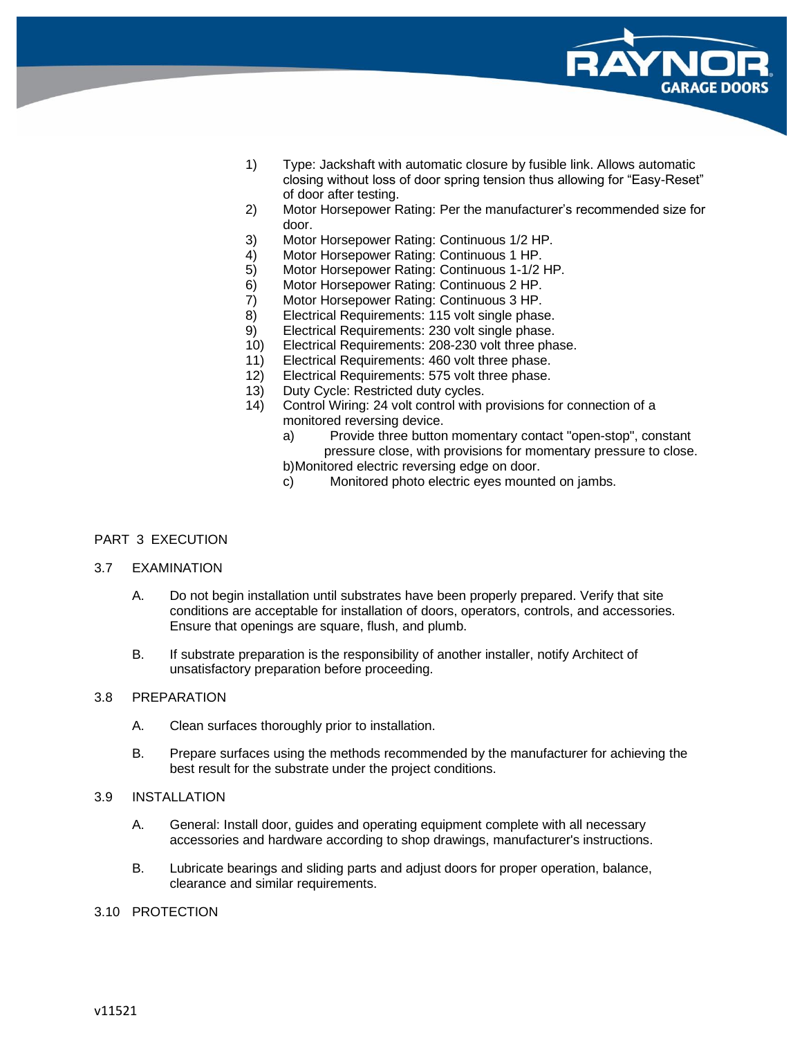1) Type: Jackshaft with automatic closure by fusible link. Allows automatic closing without loss of door spring tension thus allowing for "Easy-Reset" of door after testing.
2) Motor Horsepower Rating: Per the manufacturer's recommended size for door.
3) Motor Horsepower Rating: Continuous 1/2 HP.
4) Motor Horsepower Rating: Continuous 1 HP.
5) Motor Horsepower Rating: Continuous 1-1/2 HP.
6) Motor Horsepower Rating: Continuous 2 HP.
7) Motor Horsepower Rating: Continuous 3 HP.
8) Electrical Requirements: 115 volt single phase.
9) Electrical Requirements: 230 volt single phase.
10) Electrical Requirements: 208-230 volt three phase.
11) Electrical Requirements: 460 volt three phase.
12) Electrical Requirements: 575 volt three phase.
13) Duty Cycle: Restricted duty cycles.
14) Control Wiring: 24 volt control with provisions for connection of a monitored reversing device.
    a) Provide three button momentary contact "open-stop", constant pressure close, with provisions for momentary pressure to close.
    b) Monitored electric reversing edge on door.
    c) Monitored photo electric eyes mounted on jambs.

## PART 3 EXECUTION

### 3.7 EXAMINATION

A. Do not begin installation until substrates have been properly prepared. Verify that site conditions are acceptable for installation of doors, operators, controls, and accessories. Ensure that openings are square, flush, and plumb.

B. If substrate preparation is the responsibility of another installer, notify Architect of unsatisfactory preparation before proceeding.

### 3.8 PREPARATION

A. Clean surfaces thoroughly prior to installation.

B. Prepare surfaces using the methods recommended by the manufacturer for achieving the best result for the substrate under the project conditions.

### 3.9 INSTALLATION

A. General: Install door, guides and operating equipment complete with all necessary accessories and hardware according to shop drawings, manufacturer's instructions.

B. Lubricate bearings and sliding parts and adjust doors for proper operation, balance, clearance and similar requirements.

### 3.10 PROTECTION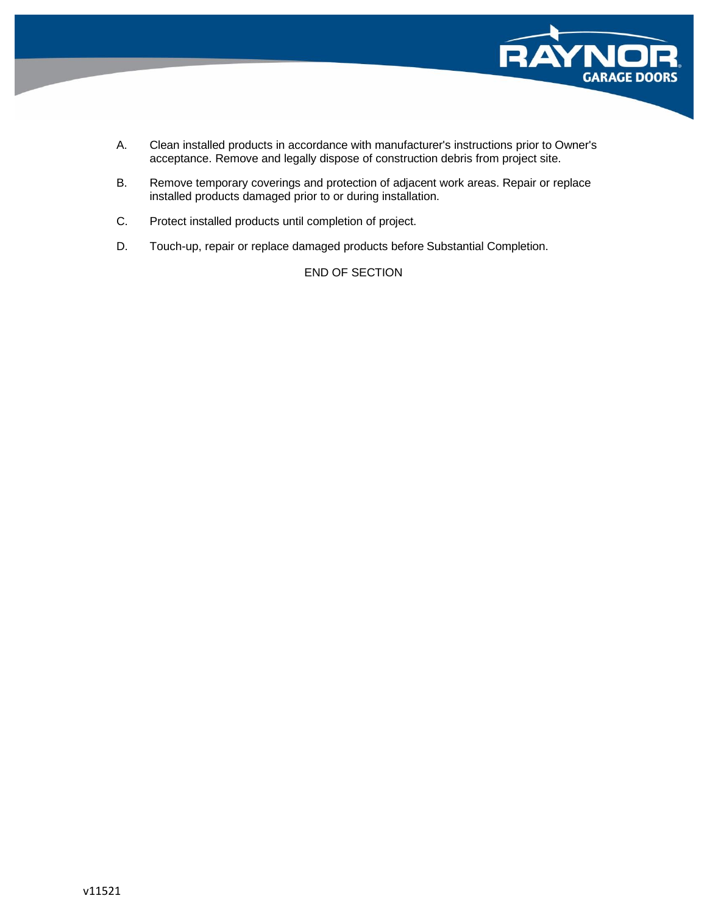A. Clean installed products in accordance with manufacturer's instructions prior to Owner's acceptance. Remove and legally dispose of construction debris from project site.

B. Remove temporary coverings and protection of adjacent work areas. Repair or replace installed products damaged prior to or during installation.

C. Protect installed products until completion of project.

D. Touch-up, repair or replace damaged products before Substantial Completion.

END OF SECTION